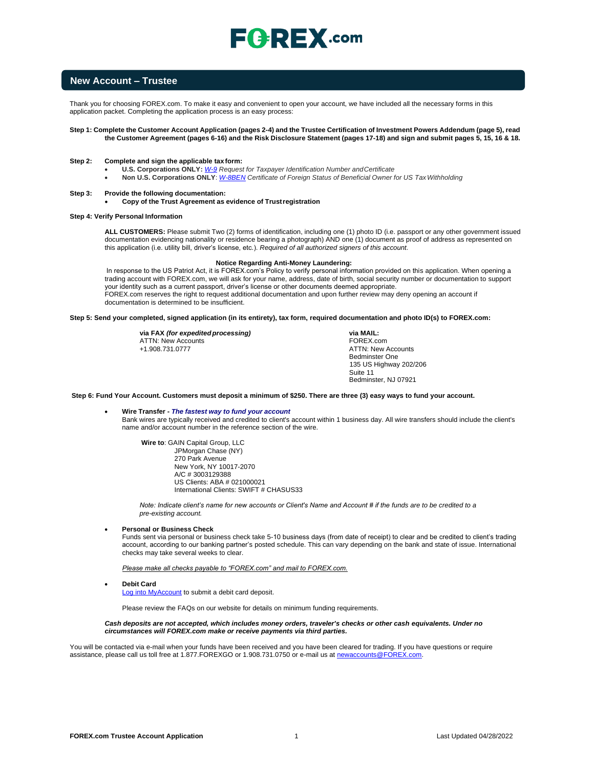# FOREX.com

## New Account – Trustee

Thank you for choosing FOREX.com. To make it easy and convenient to open your account, we have included all the necessary forms in this application packet. Completing the application process is an easy process:

**Step 1: Complete the Customer Account Application (pages 2-4) and the Trustee Certification of Investment Powers Addendum (page 5), read the Customer Agreement (pages 6-16) and the Risk Disclosure Statement (pages 17-18) and sign and submit pages 5, 15, 16 & 18.**

**Step 2: Complete and sign the applicable tax form:**

- **U.S. Corporations ONLY:** *W-9 Request for Taxpayer Identification Number and Certificate*
- **Non U.S. Corporations ONLY**: *W-8BEN Certificate of Foreign Status of Beneficial Owner for US Tax Withholding*

**Step 3: Provide the following documentation:**

- **Copy of the Trust Agreement as evidence of Trust registration**

**Step 4: Verify Personal Information**

**ALL CUSTOMERS:** Please submit Two (2) forms of identification, including one (1) photo ID (i.e. passport or any other government issued documentation evidencing nationality or residence bearing a photograph) AND one (1) document as proof of address as represented on this application (i.e. utility bill, driver's license, etc.). *Required of all authorized signers of this account.*

**Notice Regarding Anti-Money Laundering:**

In response to the US Patriot Act, it is FOREX.com's Policy to verify personal information provided on this application. When opening a trading account with FOREX.com, we will ask for your name, address, date of birth, social security number or documentation to support your identity such as a current passport, driver's license or other documents deemed appropriate.
FOREX.com reserves the right to request additional documentation and upon further review may deny opening an account if documentation is determined to be insufficient.

**Step 5: Send your completed, signed application (in its entirety), tax form, required documentation and photo ID(s) to FOREX.com:**

**via FAX** ***(for expedited processing)***
ATTN: New Accounts
+1.908.731.0777

**via MAIL:**
FOREX.com
ATTN: New Accounts
Bedminster One
135 US Highway 202/206
Suite 11
Bedminster, NJ 07921

**Step 6: Fund Your Account. Customers must deposit a minimum of $250. There are three (3) easy ways to fund your account.**

- **Wire Transfer -** ***The fastest way to fund your account***
  Bank wires are typically received and credited to client's account within 1 business day. All wire transfers should include the client's name and/or account number in the reference section of the wire.

  **Wire to**: GAIN Capital Group, LLC
  JPMorgan Chase (NY)
  270 Park Avenue
  New York, NY 10017-2070
  A/C # 3003129388
  US Clients: ABA # 021000021
  International Clients: SWIFT # CHASUS33

  *Note: Indicate client's name for new accounts or Client's Name and Account # if the funds are to be credited to a pre-existing account.*

- **Personal or Business Check**
  Funds sent via personal or business check take 5-10 business days (from date of receipt) to clear and be credited to client's trading account, according to our banking partner's posted schedule. This can vary depending on the bank and state of issue. International checks may take several weeks to clear.

  *Please make all checks payable to "FOREX.com" and mail to FOREX.com.*

- **Debit Card**
  Log into MyAccount to submit a debit card deposit.

  Please review the FAQs on our website for details on minimum funding requirements.

***Cash deposits are not accepted, which includes money orders, traveler's checks or other cash equivalents. Under no circumstances will FOREX.com make or receive payments via third parties.***

You will be contacted via e-mail when your funds have been received and you have been cleared for trading. If you have questions or require assistance, please call us toll free at 1.877.FOREXGO or 1.908.731.0750 or e-mail us at newaccounts@FOREX.com.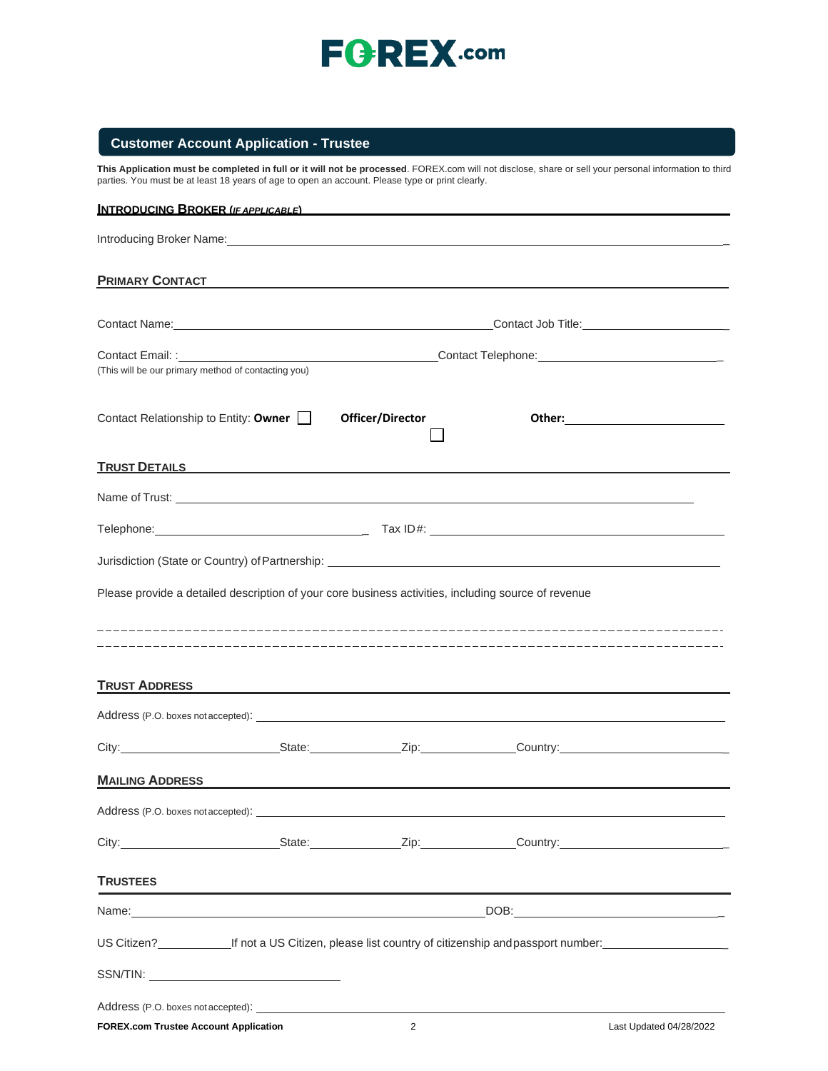FOREX.com

## Customer Account Application - Trustee

**This Application must be completed in full or it will not be processed**. FOREX.com will not disclose, share or sell your personal information to third parties. You must be at least 18 years of age to open an account. Please type or print clearly.

### INTRODUCING BROKER (*IF APPLICABLE*)

Introducing Broker Name: ______________________________________________

### PRIMARY CONTACT

Contact Name: ______________________________ Contact Job Title: ______________________

Contact Email: : ______________________________ Contact Telephone: ______________________
(This will be our primary method of contacting you)

Contact Relationship to Entity: **Owner** ☐ **Officer/Director** ☐ **Other:** ______________________

### TRUST DETAILS

Name of Trust: ______________________________________________

Telephone: ______________________ Tax ID#: ______________________

Jurisdiction (State or Country) of Partnership: ______________________________________________

Please provide a detailed description of your core business activities, including source of revenue

-------------------------------------------------------------------------------

-------------------------------------------------------------------------------

### TRUST ADDRESS

Address (P.O. boxes not accepted): ______________________________________________

City: ______________ State: ______________ Zip: ______________ Country: ______________

### MAILING ADDRESS

Address (P.O. boxes not accepted): ______________________________________________

City: ______________ State: ______________ Zip: ______________ Country: ______________

### TRUSTEES

Name: ______________________________ DOB: ______________________

US Citizen? __________ If not a US Citizen, please list country of citizenship and passport number: ______________

SSN/TIN: ______________________

Address (P.O. boxes not accepted): ______________________________________________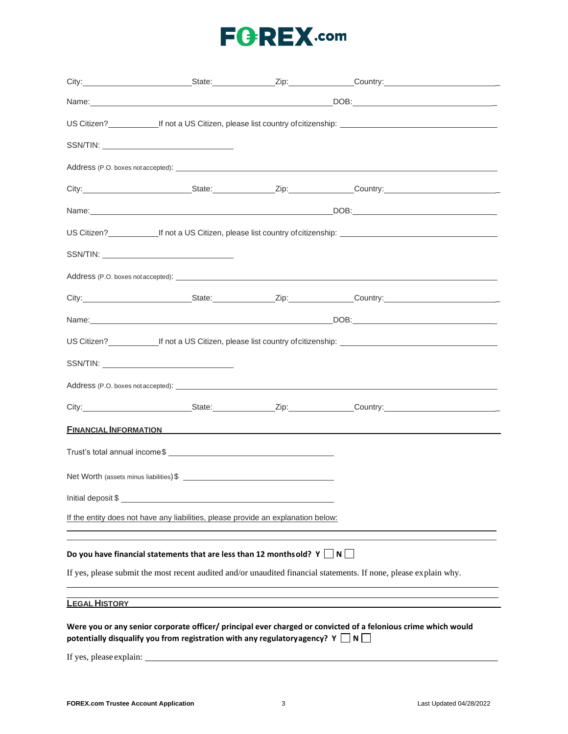City: ______________________ State: ____________ Zip: _____________ Country: ______________________

Name: ______________________________________________ DOB: ____________________________

US Citizen? __________ If not a US Citizen, please list country of citizenship: ______________________________

SSN/TIN: ___________________________

Address (P.O. boxes not accepted): ______________________________________________________________

City: ______________________ State: ____________ Zip: _____________ Country: ______________________

Name: ______________________________________________ DOB: ____________________________

US Citizen? __________ If not a US Citizen, please list country of citizenship: ______________________________

SSN/TIN: ___________________________

Address (P.O. boxes not accepted): ______________________________________________________________

City: ______________________ State: ____________ Zip: _____________ Country: ______________________

Name: ______________________________________________ DOB: ____________________________

US Citizen? __________ If not a US Citizen, please list country of citizenship: ______________________________

SSN/TIN: ___________________________

Address (P.O. boxes not accepted): ______________________________________________________________

City: ______________________ State: ____________ Zip: _____________ Country: ______________________

## FINANCIAL INFORMATION

Trust's total annual income $ ______________________________

Net Worth (assets minus liabilities) $ ___________________________

Initial deposit $ ________________________________________

If the entity does not have any liabilities, please provide an explanation below:

______________________________________________________________________________

______________________________________________________________________________

**Do you have financial statements that are less than 12 months old? Y ☐ N ☐**

If yes, please submit the most recent audited and/or unaudited financial statements. If none, please explain why.

______________________________________________________________________________

______________________________________________________________________________

## LEGAL HISTORY

**Were you or any senior corporate officer/ principal ever charged or convicted of a felonious crime which would potentially disqualify you from registration with any regulatory agency? Y ☐ N ☐**

If yes, please explain: ______________________________________________________________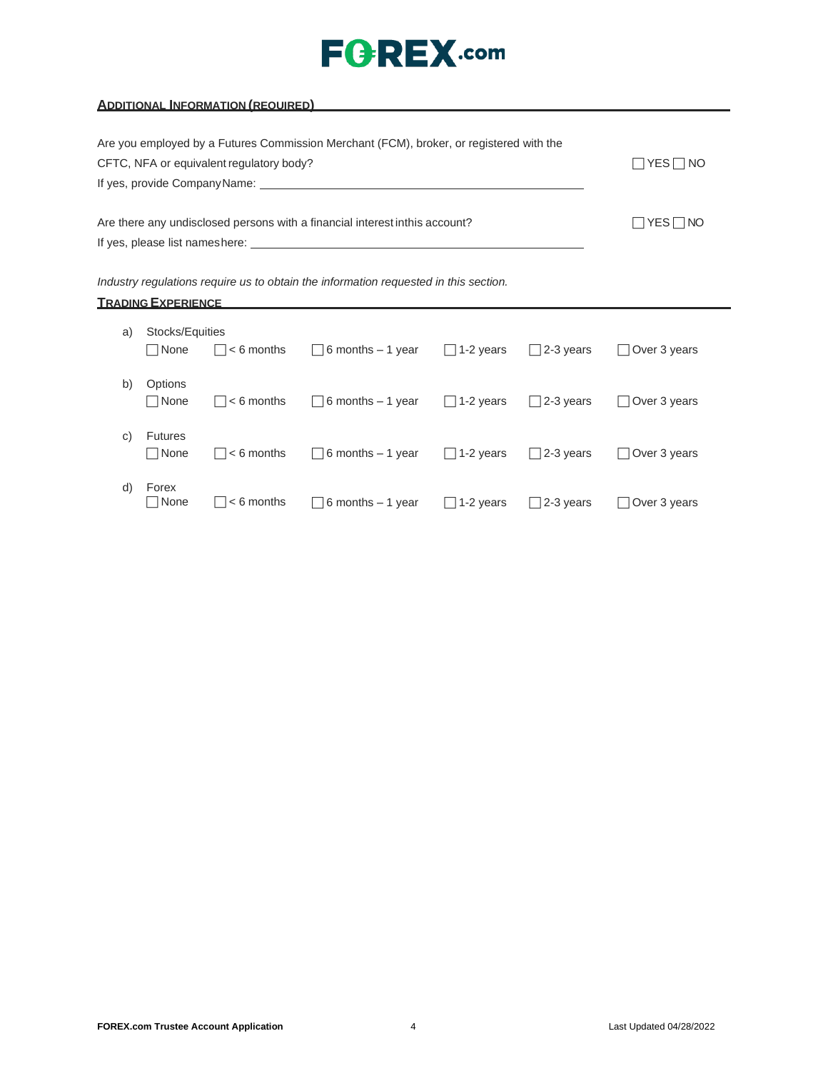## ADDITIONAL INFORMATION (REQUIRED)

Are you employed by a Futures Commission Merchant (FCM), broker, or registered with the CFTC, NFA or equivalent regulatory body? ☐ YES ☐ NO

If yes, provide Company Name: ______________________________

Are there any undisclosed persons with a financial interest in this account? ☐ YES ☐ NO

If yes, please list names here: ______________________________

*Industry regulations require us to obtain the information requested in this section.*

## TRADING EXPERIENCE

a) Stocks/Equities

☐ None ☐ < 6 months ☐ 6 months – 1 year ☐ 1-2 years ☐ 2-3 years ☐ Over 3 years

b) Options

☐ None ☐ < 6 months ☐ 6 months – 1 year ☐ 1-2 years ☐ 2-3 years ☐ Over 3 years

c) Futures

☐ None ☐ < 6 months ☐ 6 months – 1 year ☐ 1-2 years ☐ 2-3 years ☐ Over 3 years

d) Forex

☐ None ☐ < 6 months ☐ 6 months – 1 year ☐ 1-2 years ☐ 2-3 years ☐ Over 3 years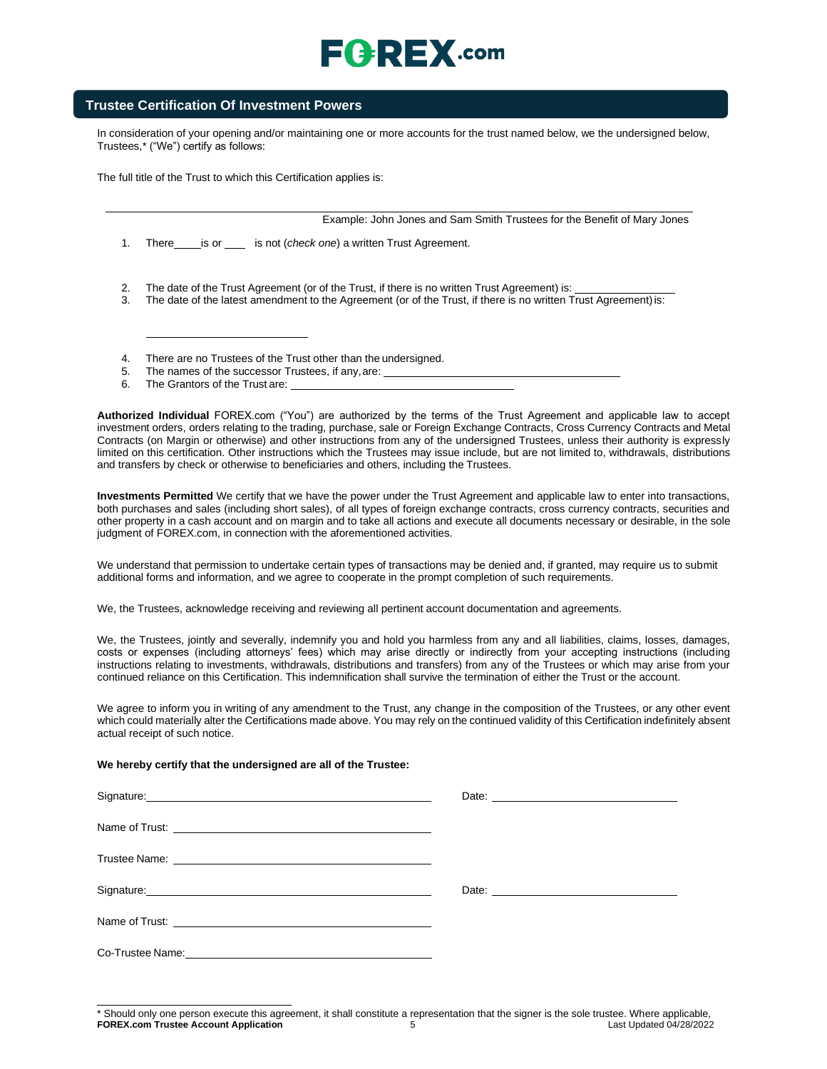## Trustee Certification Of Investment Powers

In consideration of your opening and/or maintaining one or more accounts for the trust named below, we the undersigned below, Trustees,* ("We") certify as follows:

The full title of the Trust to which this Certification applies is:

______________________________________________

Example: John Jones and Sam Smith Trustees for the Benefit of Mary Jones

1. There\_\_\_\_\_is or \_\_\_\_ is not (*check one*) a written Trust Agreement.
2. The date of the Trust Agreement (or of the Trust, if there is no written Trust Agreement) is: \_\_\_\_\_\_\_\_\_\_\_\_\_\_\_\_
3. The date of the latest amendment to the Agreement (or of the Trust, if there is no written Trust Agreement) is: \_\_\_\_\_\_\_\_\_\_\_\_\_\_\_\_\_\_\_\_\_\_\_\_\_\_
4. There are no Trustees of the Trust other than the undersigned.
5. The names of the successor Trustees, if any, are: \_\_\_\_\_\_\_\_\_\_\_\_\_\_\_\_\_\_\_\_\_\_\_\_\_\_\_\_\_\_\_\_\_\_\_\_\_\_
6. The Grantors of the Trust are: \_\_\_\_\_\_\_\_\_\_\_\_\_\_\_\_\_\_\_\_\_\_\_\_\_\_\_\_\_\_\_\_\_\_\_\_

**Authorized Individual** FOREX.com ("You") are authorized by the terms of the Trust Agreement and applicable law to accept investment orders, orders relating to the trading, purchase, sale or Foreign Exchange Contracts, Cross Currency Contracts and Metal Contracts (on Margin or otherwise) and other instructions from any of the undersigned Trustees, unless their authority is expressly limited on this certification. Other instructions which the Trustees may issue include, but are not limited to, withdrawals, distributions and transfers by check or otherwise to beneficiaries and others, including the Trustees.

**Investments Permitted** We certify that we have the power under the Trust Agreement and applicable law to enter into transactions, both purchases and sales (including short sales), of all types of foreign exchange contracts, cross currency contracts, securities and other property in a cash account and on margin and to take all actions and execute all documents necessary or desirable, in the sole judgment of FOREX.com, in connection with the aforementioned activities.

We understand that permission to undertake certain types of transactions may be denied and, if granted, may require us to submit additional forms and information, and we agree to cooperate in the prompt completion of such requirements.

We, the Trustees, acknowledge receiving and reviewing all pertinent account documentation and agreements.

We, the Trustees, jointly and severally, indemnify you and hold you harmless from any and all liabilities, claims, losses, damages, costs or expenses (including attorneys' fees) which may arise directly or indirectly from your accepting instructions (including instructions relating to investments, withdrawals, distributions and transfers) from any of the Trustees or which may arise from your continued reliance on this Certification. This indemnification shall survive the termination of either the Trust or the account.

We agree to inform you in writing of any amendment to the Trust, any change in the composition of the Trustees, or any other event which could materially alter the Certifications made above. You may rely on the continued validity of this Certification indefinitely absent actual receipt of such notice.

**We hereby certify that the undersigned are all of the Trustee:**

Signature: \_\_\_\_\_\_\_\_\_\_\_\_\_\_\_\_\_\_\_\_\_\_\_\_\_\_\_\_\_\_\_\_\_\_\_\_\_\_\_\_ Date: \_\_\_\_\_\_\_\_\_\_\_\_\_\_\_\_\_\_\_\_\_\_\_\_\_\_\_

Name of Trust: \_\_\_\_\_\_\_\_\_\_\_\_\_\_\_\_\_\_\_\_\_\_\_\_\_\_\_\_\_\_\_\_\_\_\_\_\_\_\_\_

Trustee Name: \_\_\_\_\_\_\_\_\_\_\_\_\_\_\_\_\_\_\_\_\_\_\_\_\_\_\_\_\_\_\_\_\_\_\_\_\_\_\_\_

Signature: \_\_\_\_\_\_\_\_\_\_\_\_\_\_\_\_\_\_\_\_\_\_\_\_\_\_\_\_\_\_\_\_\_\_\_\_\_\_\_\_ Date: \_\_\_\_\_\_\_\_\_\_\_\_\_\_\_\_\_\_\_\_\_\_\_\_\_\_\_

Name of Trust: \_\_\_\_\_\_\_\_\_\_\_\_\_\_\_\_\_\_\_\_\_\_\_\_\_\_\_\_\_\_\_\_\_\_\_\_\_\_\_\_

Co-Trustee Name: \_\_\_\_\_\_\_\_\_\_\_\_\_\_\_\_\_\_\_\_\_\_\_\_\_\_\_\_\_\_\_\_\_\_\_\_\_\_

---

* Should only one person execute this agreement, it shall constitute a representation that the signer is the sole trustee. Where applicable,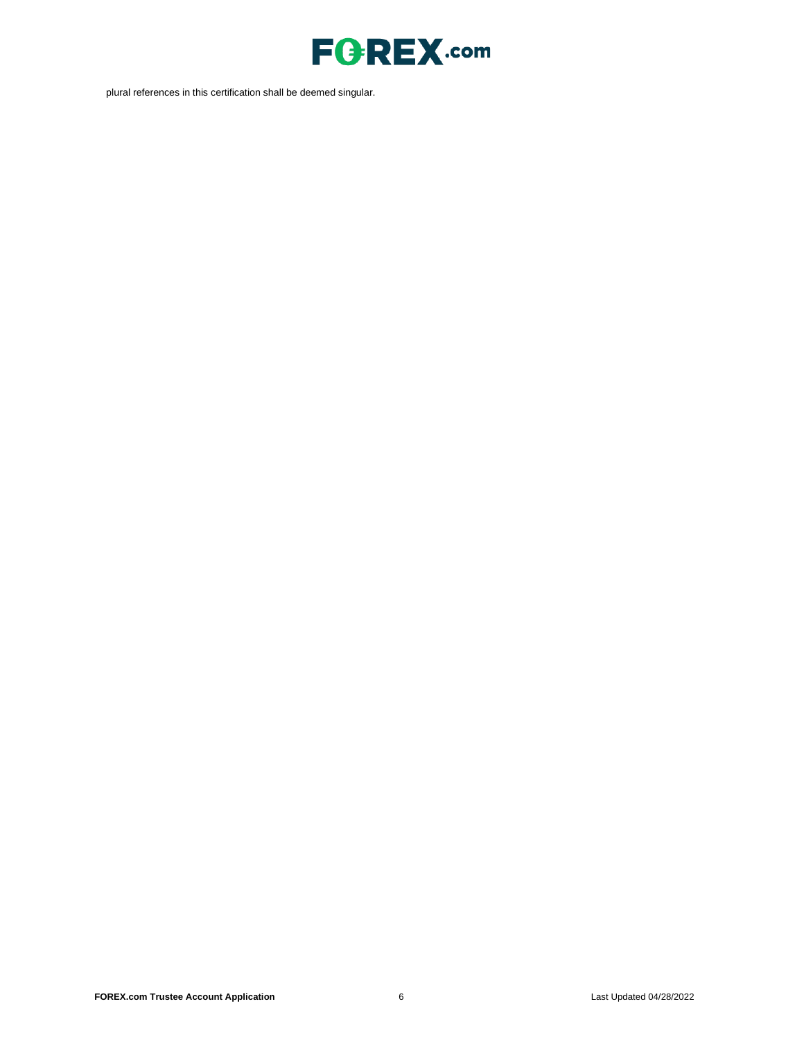plural references in this certification shall be deemed singular.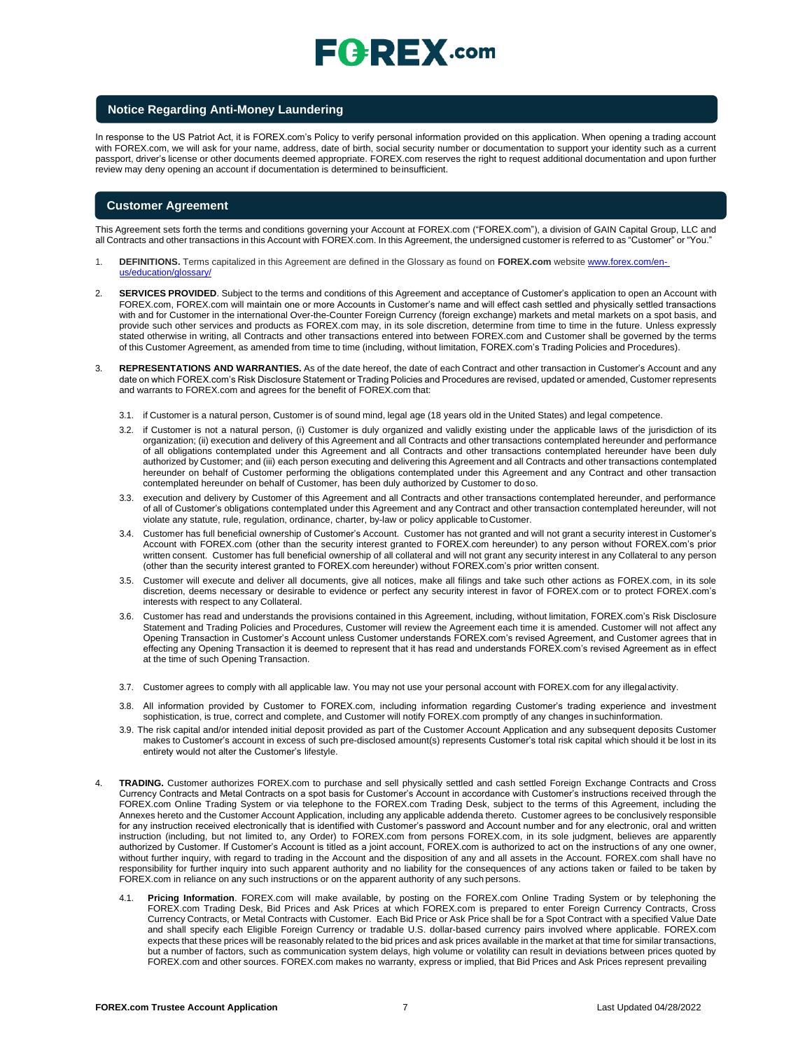## Notice Regarding Anti-Money Laundering

In response to the US Patriot Act, it is FOREX.com's Policy to verify personal information provided on this application. When opening a trading account with FOREX.com, we will ask for your name, address, date of birth, social security number or documentation to support your identity such as a current passport, driver's license or other documents deemed appropriate. FOREX.com reserves the right to request additional documentation and upon further review may deny opening an account if documentation is determined to be insufficient.

## Customer Agreement

This Agreement sets forth the terms and conditions governing your Account at FOREX.com ("FOREX.com"), a division of GAIN Capital Group, LLC and all Contracts and other transactions in this Account with FOREX.com. In this Agreement, the undersigned customer is referred to as "Customer" or "You."

1. **DEFINITIONS.** Terms capitalized in this Agreement are defined in the Glossary as found on **FOREX.com** website www.forex.com/en-us/education/glossary/

2. **SERVICES PROVIDED**. Subject to the terms and conditions of this Agreement and acceptance of Customer's application to open an Account with FOREX.com, FOREX.com will maintain one or more Accounts in Customer's name and will effect cash settled and physically settled transactions with and for Customer in the international Over-the-Counter Foreign Currency (foreign exchange) markets and metal markets on a spot basis, and provide such other services and products as FOREX.com may, in its sole discretion, determine from time to time in the future. Unless expressly stated otherwise in writing, all Contracts and other transactions entered into between FOREX.com and Customer shall be governed by the terms of this Customer Agreement, as amended from time to time (including, without limitation, FOREX.com's Trading Policies and Procedures).

3. **REPRESENTATIONS AND WARRANTIES.** As of the date hereof, the date of each Contract and other transaction in Customer's Account and any date on which FOREX.com's Risk Disclosure Statement or Trading Policies and Procedures are revised, updated or amended, Customer represents and warrants to FOREX.com and agrees for the benefit of FOREX.com that:

   3.1. if Customer is a natural person, Customer is of sound mind, legal age (18 years old in the United States) and legal competence.

   3.2. if Customer is not a natural person, (i) Customer is duly organized and validly existing under the applicable laws of the jurisdiction of its organization; (ii) execution and delivery of this Agreement and all Contracts and other transactions contemplated hereunder and performance of all obligations contemplated under this Agreement and all Contracts and other transactions contemplated hereunder have been duly authorized by Customer; and (iii) each person executing and delivering this Agreement and all Contracts and other transactions contemplated hereunder on behalf of Customer performing the obligations contemplated under this Agreement and any Contract and other transaction contemplated hereunder on behalf of Customer, has been duly authorized by Customer to do so.

   3.3. execution and delivery by Customer of this Agreement and all Contracts and other transactions contemplated hereunder, and performance of all of Customer's obligations contemplated under this Agreement and any Contract and other transaction contemplated hereunder, will not violate any statute, rule, regulation, ordinance, charter, by-law or policy applicable to Customer.

   3.4. Customer has full beneficial ownership of Customer's Account. Customer has not granted and will not grant a security interest in Customer's Account with FOREX.com (other than the security interest granted to FOREX.com hereunder) to any person without FOREX.com's prior written consent. Customer has full beneficial ownership of all collateral and will not grant any security interest in any Collateral to any person (other than the security interest granted to FOREX.com hereunder) without FOREX.com's prior written consent.

   3.5. Customer will execute and deliver all documents, give all notices, make all filings and take such other actions as FOREX.com, in its sole discretion, deems necessary or desirable to evidence or perfect any security interest in favor of FOREX.com or to protect FOREX.com's interests with respect to any Collateral.

   3.6. Customer has read and understands the provisions contained in this Agreement, including, without limitation, FOREX.com's Risk Disclosure Statement and Trading Policies and Procedures, Customer will review the Agreement each time it is amended. Customer will not affect any Opening Transaction in Customer's Account unless Customer understands FOREX.com's revised Agreement, and Customer agrees that in effecting any Opening Transaction it is deemed to represent that it has read and understands FOREX.com's revised Agreement as in effect at the time of such Opening Transaction.

   3.7. Customer agrees to comply with all applicable law. You may not use your personal account with FOREX.com for any illegal activity.

   3.8. All information provided by Customer to FOREX.com, including information regarding Customer's trading experience and investment sophistication, is true, correct and complete, and Customer will notify FOREX.com promptly of any changes in such information.

   3.9. The risk capital and/or intended initial deposit provided as part of the Customer Account Application and any subsequent deposits Customer makes to Customer's account in excess of such pre-disclosed amount(s) represents Customer's total risk capital which should it be lost in its entirety would not alter the Customer's lifestyle.

4. **TRADING.** Customer authorizes FOREX.com to purchase and sell physically settled and cash settled Foreign Exchange Contracts and Cross Currency Contracts and Metal Contracts on a spot basis for Customer's Account in accordance with Customer's instructions received through the FOREX.com Online Trading System or via telephone to the FOREX.com Trading Desk, subject to the terms of this Agreement, including the Annexes hereto and the Customer Account Application, including any applicable addenda thereto. Customer agrees to be conclusively responsible for any instruction received electronically that is identified with Customer's password and Account number and for any electronic, oral and written instruction (including, but not limited to, any Order) to FOREX.com from persons FOREX.com, in its sole judgment, believes are apparently authorized by Customer. If Customer's Account is titled as a joint account, FOREX.com is authorized to act on the instructions of any one owner, without further inquiry, with regard to trading in the Account and the disposition of any and all assets in the Account. FOREX.com shall have no responsibility for further inquiry into such apparent authority and no liability for the consequences of any actions taken or failed to be taken by FOREX.com in reliance on any such instructions or on the apparent authority of any such persons.

   4.1. **Pricing Information**. FOREX.com will make available, by posting on the FOREX.com Online Trading System or by telephoning the FOREX.com Trading Desk, Bid Prices and Ask Prices at which FOREX.com is prepared to enter Foreign Currency Contracts, Cross Currency Contracts, or Metal Contracts with Customer. Each Bid Price or Ask Price shall be for a Spot Contract with a specified Value Date and shall specify each Eligible Foreign Currency or tradable U.S. dollar-based currency pairs involved where applicable. FOREX.com expects that these prices will be reasonably related to the bid prices and ask prices available in the market at that time for similar transactions, but a number of factors, such as communication system delays, high volume or volatility can result in deviations between prices quoted by FOREX.com and other sources. FOREX.com makes no warranty, express or implied, that Bid Prices and Ask Prices represent prevailing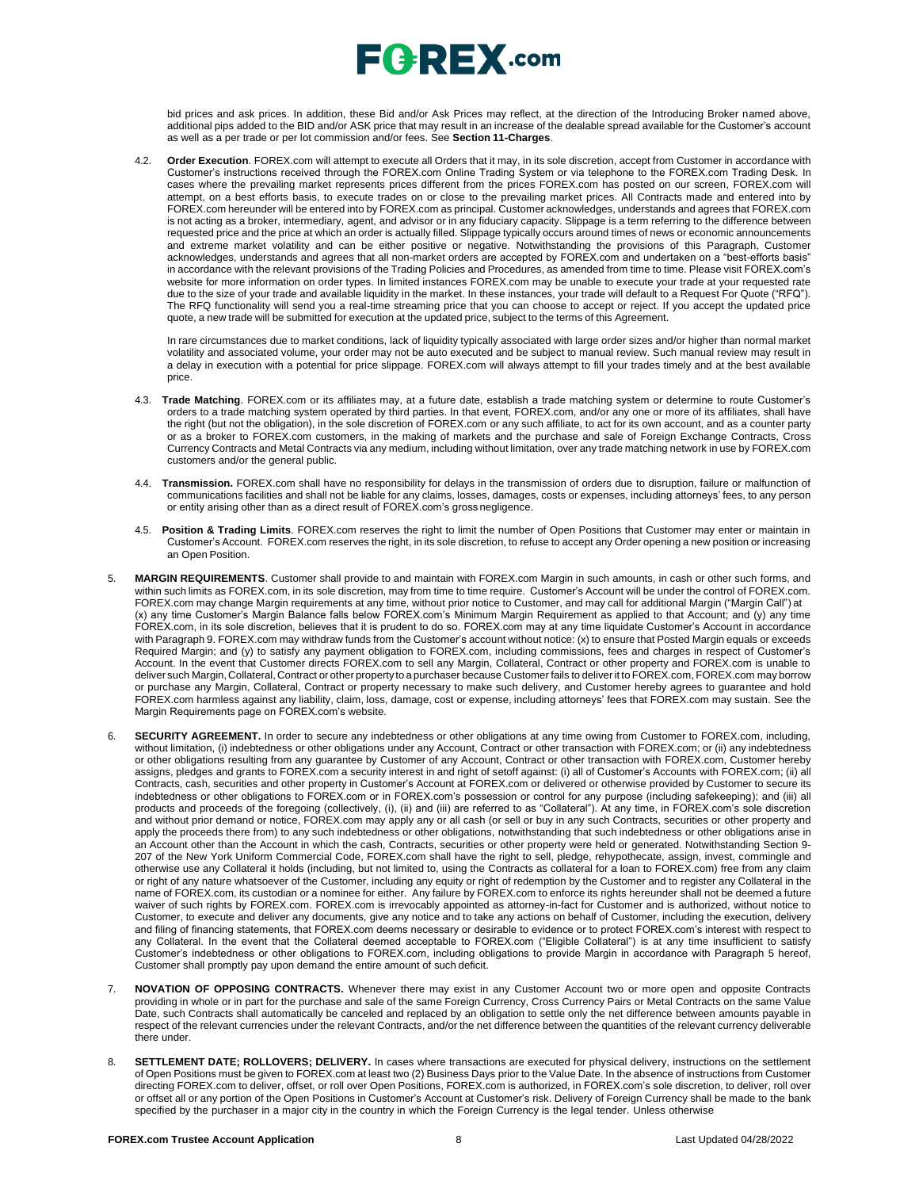bid prices and ask prices. In addition, these Bid and/or Ask Prices may reflect, at the direction of the Introducing Broker named above, additional pips added to the BID and/or ASK price that may result in an increase of the dealable spread available for the Customer's account as well as a per trade or per lot commission and/or fees. See **Section 11-Charges**.

4.2. **Order Execution**. FOREX.com will attempt to execute all Orders that it may, in its sole discretion, accept from Customer in accordance with Customer's instructions received through the FOREX.com Online Trading System or via telephone to the FOREX.com Trading Desk. In cases where the prevailing market represents prices different from the prices FOREX.com has posted on our screen, FOREX.com will attempt, on a best efforts basis, to execute trades on or close to the prevailing market prices. All Contracts made and entered into by FOREX.com hereunder will be entered into by FOREX.com as principal. Customer acknowledges, understands and agrees that FOREX.com is not acting as a broker, intermediary, agent, and advisor or in any fiduciary capacity. Slippage is a term referring to the difference between requested price and the price at which an order is actually filled. Slippage typically occurs around times of news or economic announcements and extreme market volatility and can be either positive or negative. Notwithstanding the provisions of this Paragraph, Customer acknowledges, understands and agrees that all non-market orders are accepted by FOREX.com and undertaken on a "best-efforts basis" in accordance with the relevant provisions of the Trading Policies and Procedures, as amended from time to time. Please visit FOREX.com's website for more information on order types. In limited instances FOREX.com may be unable to execute your trade at your requested rate due to the size of your trade and available liquidity in the market. In these instances, your trade will default to a Request For Quote ("RFQ"). The RFQ functionality will send you a real-time streaming price that you can choose to accept or reject. If you accept the updated price quote, a new trade will be submitted for execution at the updated price, subject to the terms of this Agreement.

In rare circumstances due to market conditions, lack of liquidity typically associated with large order sizes and/or higher than normal market volatility and associated volume, your order may not be auto executed and be subject to manual review. Such manual review may result in a delay in execution with a potential for price slippage. FOREX.com will always attempt to fill your trades timely and at the best available price.

4.3. **Trade Matching**. FOREX.com or its affiliates may, at a future date, establish a trade matching system or determine to route Customer's orders to a trade matching system operated by third parties. In that event, FOREX.com, and/or any one or more of its affiliates, shall have the right (but not the obligation), in the sole discretion of FOREX.com or any such affiliate, to act for its own account, and as a counter party or as a broker to FOREX.com customers, in the making of markets and the purchase and sale of Foreign Exchange Contracts, Cross Currency Contracts and Metal Contracts via any medium, including without limitation, over any trade matching network in use by FOREX.com customers and/or the general public.

4.4. **Transmission.** FOREX.com shall have no responsibility for delays in the transmission of orders due to disruption, failure or malfunction of communications facilities and shall not be liable for any claims, losses, damages, costs or expenses, including attorneys' fees, to any person or entity arising other than as a direct result of FOREX.com's gross negligence.

4.5. **Position & Trading Limits**. FOREX.com reserves the right to limit the number of Open Positions that Customer may enter or maintain in Customer's Account. FOREX.com reserves the right, in its sole discretion, to refuse to accept any Order opening a new position or increasing an Open Position.

5. **MARGIN REQUIREMENTS**. Customer shall provide to and maintain with FOREX.com Margin in such amounts, in cash or other such forms, and within such limits as FOREX.com, in its sole discretion, may from time to time require. Customer's Account will be under the control of FOREX.com. FOREX.com may change Margin requirements at any time, without prior notice to Customer, and may call for additional Margin ("Margin Call") at (x) any time Customer's Margin Balance falls below FOREX.com's Minimum Margin Requirement as applied to that Account; and (y) any time FOREX.com, in its sole discretion, believes that it is prudent to do so. FOREX.com may at any time liquidate Customer's Account in accordance with Paragraph 9. FOREX.com may withdraw funds from the Customer's account without notice: (x) to ensure that Posted Margin equals or exceeds Required Margin; and (y) to satisfy any payment obligation to FOREX.com, including commissions, fees and charges in respect of Customer's Account. In the event that Customer directs FOREX.com to sell any Margin, Collateral, Contract or other property and FOREX.com is unable to deliver such Margin, Collateral, Contract or other property to a purchaser because Customer fails to deliver it to FOREX.com, FOREX.com may borrow or purchase any Margin, Collateral, Contract or property necessary to make such delivery, and Customer hereby agrees to guarantee and hold FOREX.com harmless against any liability, claim, loss, damage, cost or expense, including attorneys' fees that FOREX.com may sustain. See the Margin Requirements page on FOREX.com's website.

6. **SECURITY AGREEMENT.** In order to secure any indebtedness or other obligations at any time owing from Customer to FOREX.com, including, without limitation, (i) indebtedness or other obligations under any Account, Contract or other transaction with FOREX.com; or (ii) any indebtedness or other obligations resulting from any guarantee by Customer of any Account, Contract or other transaction with FOREX.com, Customer hereby assigns, pledges and grants to FOREX.com a security interest in and right of setoff against: (i) all of Customer's Accounts with FOREX.com; (ii) all Contracts, cash, securities and other property in Customer's Account at FOREX.com or delivered or otherwise provided by Customer to secure its indebtedness or other obligations to FOREX.com or in FOREX.com's possession or control for any purpose (including safekeeping); and (iii) all products and proceeds of the foregoing (collectively, (i), (ii) and (iii) are referred to as "Collateral"). At any time, in FOREX.com's sole discretion and without prior demand or notice, FOREX.com may apply any or all cash (or sell or buy in any such Contracts, securities or other property and apply the proceeds there from) to any such indebtedness or other obligations, notwithstanding that such indebtedness or other obligations arise in an Account other than the Account in which the cash, Contracts, securities or other property were held or generated. Notwithstanding Section 9-207 of the New York Uniform Commercial Code, FOREX.com shall have the right to sell, pledge, rehypothecate, assign, invest, commingle and otherwise use any Collateral it holds (including, but not limited to, using the Contracts as collateral for a loan to FOREX.com) free from any claim or right of any nature whatsoever of the Customer, including any equity or right of redemption by the Customer and to register any Collateral in the name of FOREX.com, its custodian or a nominee for either. Any failure by FOREX.com to enforce its rights hereunder shall not be deemed a future waiver of such rights by FOREX.com. FOREX.com is irrevocably appointed as attorney-in-fact for Customer and is authorized, without notice to Customer, to execute and deliver any documents, give any notice and to take any actions on behalf of Customer, including the execution, delivery and filing of financing statements, that FOREX.com deems necessary or desirable to evidence or to protect FOREX.com's interest with respect to any Collateral. In the event that the Collateral deemed acceptable to FOREX.com ("Eligible Collateral") is at any time insufficient to satisfy Customer's indebtedness or other obligations to FOREX.com, including obligations to provide Margin in accordance with Paragraph 5 hereof, Customer shall promptly pay upon demand the entire amount of such deficit.

7. **NOVATION OF OPPOSING CONTRACTS.** Whenever there may exist in any Customer Account two or more open and opposite Contracts providing in whole or in part for the purchase and sale of the same Foreign Currency, Cross Currency Pairs or Metal Contracts on the same Value Date, such Contracts shall automatically be canceled and replaced by an obligation to settle only the net difference between amounts payable in respect of the relevant currencies under the relevant Contracts, and/or the net difference between the quantities of the relevant currency deliverable there under.

8. **SETTLEMENT DATE; ROLLOVERS; DELIVERY.** In cases where transactions are executed for physical delivery, instructions on the settlement of Open Positions must be given to FOREX.com at least two (2) Business Days prior to the Value Date. In the absence of instructions from Customer directing FOREX.com to deliver, offset, or roll over Open Positions, FOREX.com is authorized, in FOREX.com's sole discretion, to deliver, roll over or offset all or any portion of the Open Positions in Customer's Account at Customer's risk. Delivery of Foreign Currency shall be made to the bank specified by the purchaser in a major city in the country in which the Foreign Currency is the legal tender. Unless otherwise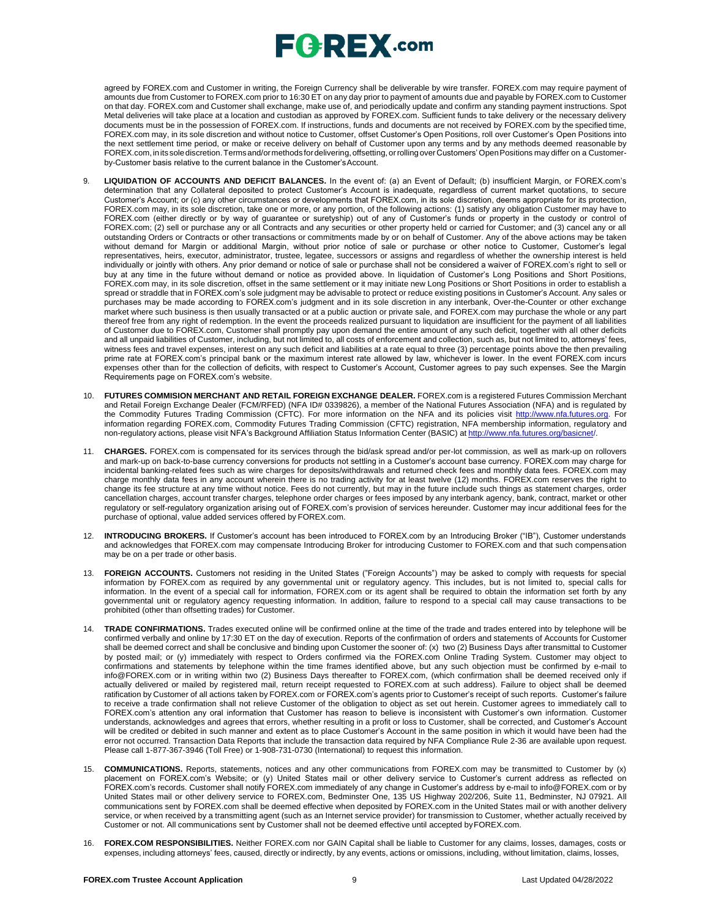agreed by FOREX.com and Customer in writing, the Foreign Currency shall be deliverable by wire transfer. FOREX.com may require payment of amounts due from Customer to FOREX.com prior to 16:30 ET on any day prior to payment of amounts due and payable by FOREX.com to Customer on that day. FOREX.com and Customer shall exchange, make use of, and periodically update and confirm any standing payment instructions. Spot Metal deliveries will take place at a location and custodian as approved by FOREX.com. Sufficient funds to take delivery or the necessary delivery documents must be in the possession of FOREX.com. If instructions, funds and documents are not received by FOREX.com by the specified time, FOREX.com may, in its sole discretion and without notice to Customer, offset Customer's Open Positions, roll over Customer's Open Positions into the next settlement time period, or make or receive delivery on behalf of Customer upon any terms and by any methods deemed reasonable by FOREX.com, in its sole discretion. Terms and/or methods for delivering, offsetting, or rolling over Customers' Open Positions may differ on a Customer-by-Customer basis relative to the current balance in the Customer's Account.

9. **LIQUIDATION OF ACCOUNTS AND DEFICIT BALANCES.** In the event of: (a) an Event of Default; (b) insufficient Margin, or FOREX.com's determination that any Collateral deposited to protect Customer's Account is inadequate, regardless of current market quotations, to secure Customer's Account; or (c) any other circumstances or developments that FOREX.com, in its sole discretion, deems appropriate for its protection, FOREX.com may, in its sole discretion, take one or more, or any portion, of the following actions: (1) satisfy any obligation Customer may have to FOREX.com (either directly or by way of guarantee or suretyship) out of any of Customer's funds or property in the custody or control of FOREX.com; (2) sell or purchase any or all Contracts and any securities or other property held or carried for Customer; and (3) cancel any or all outstanding Orders or Contracts or other transactions or commitments made by or on behalf of Customer. Any of the above actions may be taken without demand for Margin or additional Margin, without prior notice of sale or purchase or other notice to Customer, Customer's legal representatives, heirs, executor, administrator, trustee, legatee, successors or assigns and regardless of whether the ownership interest is held individually or jointly with others. Any prior demand or notice of sale or purchase shall not be considered a waiver of FOREX.com's right to sell or buy at any time in the future without demand or notice as provided above. In liquidation of Customer's Long Positions and Short Positions, FOREX.com may, in its sole discretion, offset in the same settlement or it may initiate new Long Positions or Short Positions in order to establish a spread or straddle that in FOREX.com's sole judgment may be advisable to protect or reduce existing positions in Customer's Account. Any sales or purchases may be made according to FOREX.com's judgment and in its sole discretion in any interbank, Over-the-Counter or other exchange market where such business is then usually transacted or at a public auction or private sale, and FOREX.com may purchase the whole or any part thereof free from any right of redemption. In the event the proceeds realized pursuant to liquidation are insufficient for the payment of all liabilities of Customer due to FOREX.com, Customer shall promptly pay upon demand the entire amount of any such deficit, together with all other deficits and all unpaid liabilities of Customer, including, but not limited to, all costs of enforcement and collection, such as, but not limited to, attorneys' fees, witness fees and travel expenses, interest on any such deficit and liabilities at a rate equal to three (3) percentage points above the then prevailing prime rate at FOREX.com's principal bank or the maximum interest rate allowed by law, whichever is lower. In the event FOREX.com incurs expenses other than for the collection of deficits, with respect to Customer's Account, Customer agrees to pay such expenses. See the Margin Requirements page on FOREX.com's website.

10. **FUTURES COMMISION MERCHANT AND RETAIL FOREIGN EXCHANGE DEALER.** FOREX.com is a registered Futures Commission Merchant and Retail Foreign Exchange Dealer (FCM/RFED) (NFA ID# 0339826), a member of the National Futures Association (NFA) and is regulated by the Commodity Futures Trading Commission (CFTC). For more information on the NFA and its policies visit http://www.nfa.futures.org. For information regarding FOREX.com, Commodity Futures Trading Commission (CFTC) registration, NFA membership information, regulatory and non-regulatory actions, please visit NFA's Background Affiliation Status Information Center (BASIC) at http://www.nfa.futures.org/basicnet/.

11. **CHARGES.** FOREX.com is compensated for its services through the bid/ask spread and/or per-lot commission, as well as mark-up on rollovers and mark-up on back-to-base currency conversions for products not settling in a Customer's account base currency. FOREX.com may charge for incidental banking-related fees such as wire charges for deposits/withdrawals and returned check fees and monthly data fees. FOREX.com may charge monthly data fees in any account wherein there is no trading activity for at least twelve (12) months. FOREX.com reserves the right to change its fee structure at any time without notice. Fees do not currently, but may in the future include such things as statement charges, order cancellation charges, account transfer charges, telephone order charges or fees imposed by any interbank agency, bank, contract, market or other regulatory or self-regulatory organization arising out of FOREX.com's provision of services hereunder. Customer may incur additional fees for the purchase of optional, value added services offered by FOREX.com.

12. **INTRODUCING BROKERS.** If Customer's account has been introduced to FOREX.com by an Introducing Broker ("IB"), Customer understands and acknowledges that FOREX.com may compensate Introducing Broker for introducing Customer to FOREX.com and that such compensation may be on a per trade or other basis.

13. **FOREIGN ACCOUNTS.** Customers not residing in the United States ("Foreign Accounts") may be asked to comply with requests for special information by FOREX.com as required by any governmental unit or regulatory agency. This includes, but is not limited to, special calls for information. In the event of a special call for information, FOREX.com or its agent shall be required to obtain the information set forth by any governmental unit or regulatory agency requesting information. In addition, failure to respond to a special call may cause transactions to be prohibited (other than offsetting trades) for Customer.

14. **TRADE CONFIRMATIONS.** Trades executed online will be confirmed online at the time of the trade and trades entered into by telephone will be confirmed verbally and online by 17:30 ET on the day of execution. Reports of the confirmation of orders and statements of Accounts for Customer shall be deemed correct and shall be conclusive and binding upon Customer the sooner of: (x) two (2) Business Days after transmittal to Customer by posted mail; or (y) immediately with respect to Orders confirmed via the FOREX.com Online Trading System. Customer may object to confirmations and statements by telephone within the time frames identified above, but any such objection must be confirmed by e-mail to info@FOREX.com or in writing within two (2) Business Days thereafter to FOREX.com, (which confirmation shall be deemed received only if actually delivered or mailed by registered mail, return receipt requested to FOREX.com at such address). Failure to object shall be deemed ratification by Customer of all actions taken by FOREX.com or FOREX.com's agents prior to Customer's receipt of such reports. Customer's failure to receive a trade confirmation shall not relieve Customer of the obligation to object as set out herein. Customer agrees to immediately call to FOREX.com's attention any oral information that Customer has reason to believe is inconsistent with Customer's own information. Customer understands, acknowledges and agrees that errors, whether resulting in a profit or loss to Customer, shall be corrected, and Customer's Account will be credited or debited in such manner and extent as to place Customer's Account in the same position in which it would have been had the error not occurred. Transaction Data Reports that include the transaction data required by NFA Compliance Rule 2-36 are available upon request. Please call 1-877-367-3946 (Toll Free) or 1-908-731-0730 (International) to request this information.

15. **COMMUNICATIONS.** Reports, statements, notices and any other communications from FOREX.com may be transmitted to Customer by (x) placement on FOREX.com's Website; or (y) United States mail or other delivery service to Customer's current address as reflected on FOREX.com's records. Customer shall notify FOREX.com immediately of any change in Customer's address by e-mail to info@FOREX.com or by United States mail or other delivery service to FOREX.com, Bedminster One, 135 US Highway 202/206, Suite 11, Bedminster, NJ 07921. All communications sent by FOREX.com shall be deemed effective when deposited by FOREX.com in the United States mail or with another delivery service, or when received by a transmitting agent (such as an Internet service provider) for transmission to Customer, whether actually received by Customer or not. All communications sent by Customer shall not be deemed effective until accepted by FOREX.com.

16. **FOREX.COM RESPONSIBILITIES.** Neither FOREX.com nor GAIN Capital shall be liable to Customer for any claims, losses, damages, costs or expenses, including attorneys' fees, caused, directly or indirectly, by any events, actions or omissions, including, without limitation, claims, losses,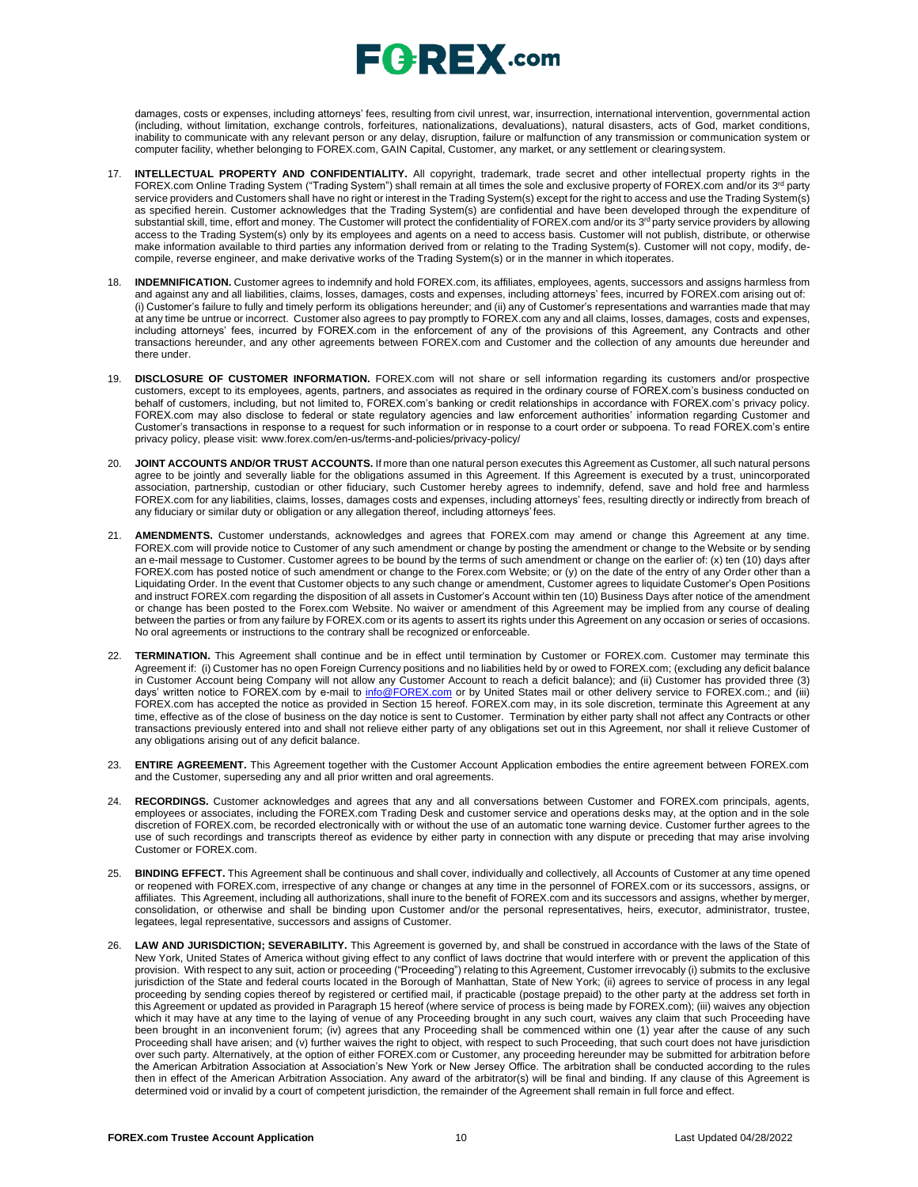damages, costs or expenses, including attorneys' fees, resulting from civil unrest, war, insurrection, international intervention, governmental action (including, without limitation, exchange controls, forfeitures, nationalizations, devaluations), natural disasters, acts of God, market conditions, inability to communicate with any relevant person or any delay, disruption, failure or malfunction of any transmission or communication system or computer facility, whether belonging to FOREX.com, GAIN Capital, Customer, any market, or any settlement or clearing system.

17. **INTELLECTUAL PROPERTY AND CONFIDENTIALITY.** All copyright, trademark, trade secret and other intellectual property rights in the FOREX.com Online Trading System ("Trading System") shall remain at all times the sole and exclusive property of FOREX.com and/or its 3rd party service providers and Customers shall have no right or interest in the Trading System(s) except for the right to access and use the Trading System(s) as specified herein. Customer acknowledges that the Trading System(s) are confidential and have been developed through the expenditure of substantial skill, time, effort and money. The Customer will protect the confidentiality of FOREX.com and/or its 3rd party service providers by allowing access to the Trading System(s) only by its employees and agents on a need to access basis. Customer will not publish, distribute, or otherwise make information available to third parties any information derived from or relating to the Trading System(s). Customer will not copy, modify, de-compile, reverse engineer, and make derivative works of the Trading System(s) or in the manner in which it operates.

18. **INDEMNIFICATION.** Customer agrees to indemnify and hold FOREX.com, its affiliates, employees, agents, successors and assigns harmless from and against any and all liabilities, claims, losses, damages, costs and expenses, including attorneys' fees, incurred by FOREX.com arising out of: (i) Customer's failure to fully and timely perform its obligations hereunder; and (ii) any of Customer's representations and warranties made that may at any time be untrue or incorrect. Customer also agrees to pay promptly to FOREX.com any and all claims, losses, damages, costs and expenses, including attorneys' fees, incurred by FOREX.com in the enforcement of any of the provisions of this Agreement, any Contracts and other transactions hereunder, and any other agreements between FOREX.com and Customer and the collection of any amounts due hereunder and there under.

19. **DISCLOSURE OF CUSTOMER INFORMATION.** FOREX.com will not share or sell information regarding its customers and/or prospective customers, except to its employees, agents, partners, and associates as required in the ordinary course of FOREX.com's business conducted on behalf of customers, including, but not limited to, FOREX.com's banking or credit relationships in accordance with FOREX.com's privacy policy. FOREX.com may also disclose to federal or state regulatory agencies and law enforcement authorities' information regarding Customer and Customer's transactions in response to a request for such information or in response to a court order or subpoena. To read FOREX.com's entire privacy policy, please visit: www.forex.com/en-us/terms-and-policies/privacy-policy/

20. **JOINT ACCOUNTS AND/OR TRUST ACCOUNTS.** If more than one natural person executes this Agreement as Customer, all such natural persons agree to be jointly and severally liable for the obligations assumed in this Agreement. If this Agreement is executed by a trust, unincorporated association, partnership, custodian or other fiduciary, such Customer hereby agrees to indemnify, defend, save and hold free and harmless FOREX.com for any liabilities, claims, losses, damages costs and expenses, including attorneys' fees, resulting directly or indirectly from breach of any fiduciary or similar duty or obligation or any allegation thereof, including attorneys' fees.

21. **AMENDMENTS.** Customer understands, acknowledges and agrees that FOREX.com may amend or change this Agreement at any time. FOREX.com will provide notice to Customer of any such amendment or change by posting the amendment or change to the Website or by sending an e-mail message to Customer. Customer agrees to be bound by the terms of such amendment or change on the earlier of: (x) ten (10) days after FOREX.com has posted notice of such amendment or change to the Forex.com Website; or (y) on the date of the entry of any Order other than a Liquidating Order. In the event that Customer objects to any such change or amendment, Customer agrees to liquidate Customer's Open Positions and instruct FOREX.com regarding the disposition of all assets in Customer's Account within ten (10) Business Days after notice of the amendment or change has been posted to the Forex.com Website. No waiver or amendment of this Agreement may be implied from any course of dealing between the parties or from any failure by FOREX.com or its agents to assert its rights under this Agreement on any occasion or series of occasions. No oral agreements or instructions to the contrary shall be recognized or enforceable.

22. **TERMINATION.** This Agreement shall continue and be in effect until termination by Customer or FOREX.com. Customer may terminate this Agreement if: (i) Customer has no open Foreign Currency positions and no liabilities held by or owed to FOREX.com; (excluding any deficit balance in Customer Account being Company will not allow any Customer Account to reach a deficit balance); and (ii) Customer has provided three (3) days' written notice to FOREX.com by e-mail to info@FOREX.com or by United States mail or other delivery service to FOREX.com.; and (iii) FOREX.com has accepted the notice as provided in Section 15 hereof. FOREX.com may, in its sole discretion, terminate this Agreement at any time, effective as of the close of business on the day notice is sent to Customer. Termination by either party shall not affect any Contracts or other transactions previously entered into and shall not relieve either party of any obligations set out in this Agreement, nor shall it relieve Customer of any obligations arising out of any deficit balance.

23. **ENTIRE AGREEMENT.** This Agreement together with the Customer Account Application embodies the entire agreement between FOREX.com and the Customer, superseding any and all prior written and oral agreements.

24. **RECORDINGS.** Customer acknowledges and agrees that any and all conversations between Customer and FOREX.com principals, agents, employees or associates, including the FOREX.com Trading Desk and customer service and operations desks may, at the option and in the sole discretion of FOREX.com, be recorded electronically with or without the use of an automatic tone warning device. Customer further agrees to the use of such recordings and transcripts thereof as evidence by either party in connection with any dispute or preceding that may arise involving Customer or FOREX.com.

25. **BINDING EFFECT.** This Agreement shall be continuous and shall cover, individually and collectively, all Accounts of Customer at any time opened or reopened with FOREX.com, irrespective of any change or changes at any time in the personnel of FOREX.com or its successors, assigns, or affiliates. This Agreement, including all authorizations, shall inure to the benefit of FOREX.com and its successors and assigns, whether by merger, consolidation, or otherwise and shall be binding upon Customer and/or the personal representatives, heirs, executor, administrator, trustee, legatees, legal representative, successors and assigns of Customer.

26. **LAW AND JURISDICTION; SEVERABILITY.** This Agreement is governed by, and shall be construed in accordance with the laws of the State of New York, United States of America without giving effect to any conflict of laws doctrine that would interfere with or prevent the application of this provision. With respect to any suit, action or proceeding ("Proceeding") relating to this Agreement, Customer irrevocably (i) submits to the exclusive jurisdiction of the State and federal courts located in the Borough of Manhattan, State of New York; (ii) agrees to service of process in any legal proceeding by sending copies thereof by registered or certified mail, if practicable (postage prepaid) to the other party at the address set forth in this Agreement or updated as provided in Paragraph 15 hereof (where service of process is being made by FOREX.com); (iii) waives any objection which it may have at any time to the laying of venue of any Proceeding brought in any such court, waives any claim that such Proceeding have been brought in an inconvenient forum; (iv) agrees that any Proceeding shall be commenced within one (1) year after the cause of any such Proceeding shall have arisen; and (v) further waives the right to object, with respect to such Proceeding, that such court does not have jurisdiction over such party. Alternatively, at the option of either FOREX.com or Customer, any proceeding hereunder may be submitted for arbitration before the American Arbitration Association at Association's New York or New Jersey Office. The arbitration shall be conducted according to the rules then in effect of the American Arbitration Association. Any award of the arbitrator(s) will be final and binding. If any clause of this Agreement is determined void or invalid by a court of competent jurisdiction, the remainder of the Agreement shall remain in full force and effect.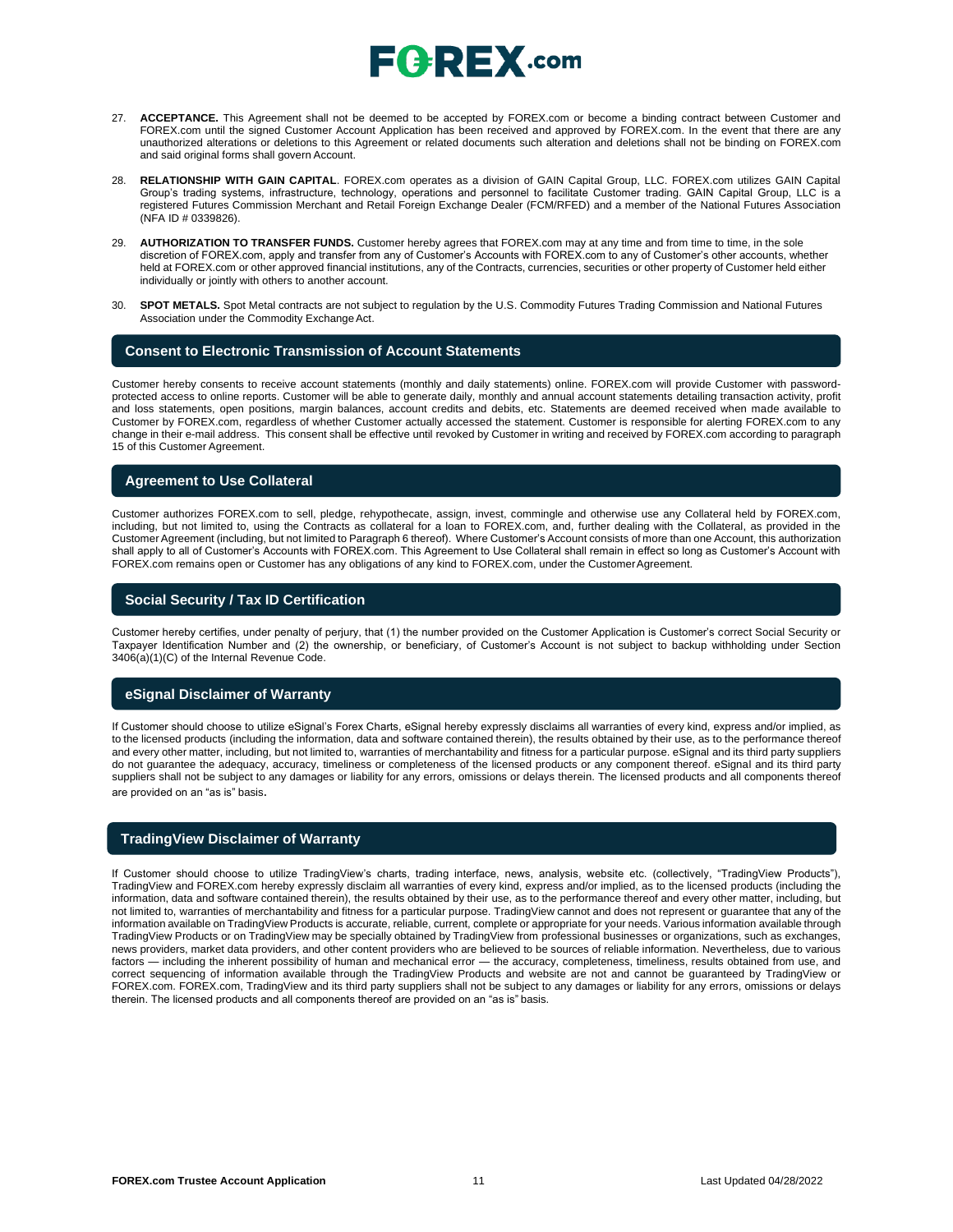27. **ACCEPTANCE.** This Agreement shall not be deemed to be accepted by FOREX.com or become a binding contract between Customer and FOREX.com until the signed Customer Account Application has been received and approved by FOREX.com. In the event that there are any unauthorized alterations or deletions to this Agreement or related documents such alteration and deletions shall not be binding on FOREX.com and said original forms shall govern Account.

28. **RELATIONSHIP WITH GAIN CAPITAL**. FOREX.com operates as a division of GAIN Capital Group, LLC. FOREX.com utilizes GAIN Capital Group's trading systems, infrastructure, technology, operations and personnel to facilitate Customer trading. GAIN Capital Group, LLC is a registered Futures Commission Merchant and Retail Foreign Exchange Dealer (FCM/RFED) and a member of the National Futures Association (NFA ID # 0339826).

29. **AUTHORIZATION TO TRANSFER FUNDS.** Customer hereby agrees that FOREX.com may at any time and from time to time, in the sole discretion of FOREX.com, apply and transfer from any of Customer's Accounts with FOREX.com to any of Customer's other accounts, whether held at FOREX.com or other approved financial institutions, any of the Contracts, currencies, securities or other property of Customer held either individually or jointly with others to another account.

30. **SPOT METALS.** Spot Metal contracts are not subject to regulation by the U.S. Commodity Futures Trading Commission and National Futures Association under the Commodity Exchange Act.

## Consent to Electronic Transmission of Account Statements

Customer hereby consents to receive account statements (monthly and daily statements) online. FOREX.com will provide Customer with password-protected access to online reports. Customer will be able to generate daily, monthly and annual account statements detailing transaction activity, profit and loss statements, open positions, margin balances, account credits and debits, etc. Statements are deemed received when made available to Customer by FOREX.com, regardless of whether Customer actually accessed the statement. Customer is responsible for alerting FOREX.com to any change in their e-mail address. This consent shall be effective until revoked by Customer in writing and received by FOREX.com according to paragraph 15 of this Customer Agreement.

## Agreement to Use Collateral

Customer authorizes FOREX.com to sell, pledge, rehypothecate, assign, invest, commingle and otherwise use any Collateral held by FOREX.com, including, but not limited to, using the Contracts as collateral for a loan to FOREX.com, and, further dealing with the Collateral, as provided in the Customer Agreement (including, but not limited to Paragraph 6 thereof). Where Customer's Account consists of more than one Account, this authorization shall apply to all of Customer's Accounts with FOREX.com. This Agreement to Use Collateral shall remain in effect so long as Customer's Account with FOREX.com remains open or Customer has any obligations of any kind to FOREX.com, under the Customer Agreement.

## Social Security / Tax ID Certification

Customer hereby certifies, under penalty of perjury, that (1) the number provided on the Customer Application is Customer's correct Social Security or Taxpayer Identification Number and (2) the ownership, or beneficiary, of Customer's Account is not subject to backup withholding under Section 3406(a)(1)(C) of the Internal Revenue Code.

## eSignal Disclaimer of Warranty

If Customer should choose to utilize eSignal's Forex Charts, eSignal hereby expressly disclaims all warranties of every kind, express and/or implied, as to the licensed products (including the information, data and software contained therein), the results obtained by their use, as to the performance thereof and every other matter, including, but not limited to, warranties of merchantability and fitness for a particular purpose. eSignal and its third party suppliers do not guarantee the adequacy, accuracy, timeliness or completeness of the licensed products or any component thereof. eSignal and its third party suppliers shall not be subject to any damages or liability for any errors, omissions or delays therein. The licensed products and all components thereof are provided on an "as is" basis.

## TradingView Disclaimer of Warranty

If Customer should choose to utilize TradingView's charts, trading interface, news, analysis, website etc. (collectively, "TradingView Products"), TradingView and FOREX.com hereby expressly disclaim all warranties of every kind, express and/or implied, as to the licensed products (including the information, data and software contained therein), the results obtained by their use, as to the performance thereof and every other matter, including, but not limited to, warranties of merchantability and fitness for a particular purpose. TradingView cannot and does not represent or guarantee that any of the information available on TradingView Products is accurate, reliable, current, complete or appropriate for your needs. Various information available through TradingView Products or on TradingView may be specially obtained by TradingView from professional businesses or organizations, such as exchanges, news providers, market data providers, and other content providers who are believed to be sources of reliable information. Nevertheless, due to various factors — including the inherent possibility of human and mechanical error — the accuracy, completeness, timeliness, results obtained from use, and correct sequencing of information available through the TradingView Products and website are not and cannot be guaranteed by TradingView or FOREX.com. FOREX.com, TradingView and its third party suppliers shall not be subject to any damages or liability for any errors, omissions or delays therein. The licensed products and all components thereof are provided on an "as is" basis.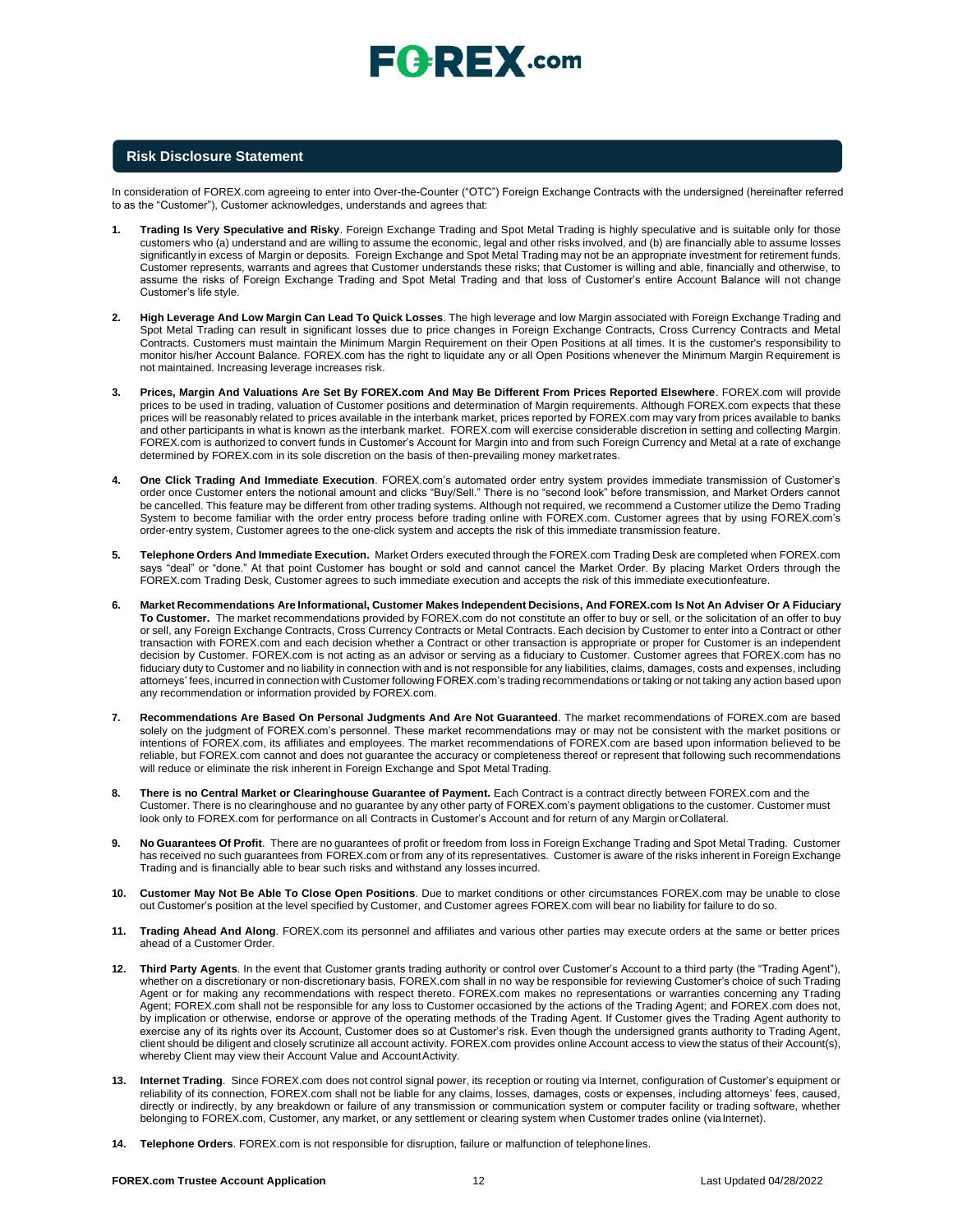## Risk Disclosure Statement

In consideration of FOREX.com agreeing to enter into Over-the-Counter ("OTC") Foreign Exchange Contracts with the undersigned (hereinafter referred to as the "Customer"), Customer acknowledges, understands and agrees that:

1. **Trading Is Very Speculative and Risky**. Foreign Exchange Trading and Spot Metal Trading is highly speculative and is suitable only for those customers who (a) understand and are willing to assume the economic, legal and other risks involved, and (b) are financially able to assume losses significantly in excess of Margin or deposits. Foreign Exchange and Spot Metal Trading may not be an appropriate investment for retirement funds. Customer represents, warrants and agrees that Customer understands these risks; that Customer is willing and able, financially and otherwise, to assume the risks of Foreign Exchange Trading and Spot Metal Trading and that loss of Customer's entire Account Balance will not change Customer's life style.

2. **High Leverage And Low Margin Can Lead To Quick Losses**. The high leverage and low Margin associated with Foreign Exchange Trading and Spot Metal Trading can result in significant losses due to price changes in Foreign Exchange Contracts, Cross Currency Contracts and Metal Contracts. Customers must maintain the Minimum Margin Requirement on their Open Positions at all times. It is the customer's responsibility to monitor his/her Account Balance. FOREX.com has the right to liquidate any or all Open Positions whenever the Minimum Margin Requirement is not maintained. Increasing leverage increases risk.

3. **Prices, Margin And Valuations Are Set By FOREX.com And May Be Different From Prices Reported Elsewhere**. FOREX.com will provide prices to be used in trading, valuation of Customer positions and determination of Margin requirements. Although FOREX.com expects that these prices will be reasonably related to prices available in the interbank market, prices reported by FOREX.com may vary from prices available to banks and other participants in what is known as the interbank market. FOREX.com will exercise considerable discretion in setting and collecting Margin. FOREX.com is authorized to convert funds in Customer's Account for Margin into and from such Foreign Currency and Metal at a rate of exchange determined by FOREX.com in its sole discretion on the basis of then-prevailing money market rates.

4. **One Click Trading And Immediate Execution**. FOREX.com's automated order entry system provides immediate transmission of Customer's order once Customer enters the notional amount and clicks "Buy/Sell." There is no "second look" before transmission, and Market Orders cannot be cancelled. This feature may be different from other trading systems. Although not required, we recommend a Customer utilize the Demo Trading System to become familiar with the order entry process before trading online with FOREX.com. Customer agrees that by using FOREX.com's order-entry system, Customer agrees to the one-click system and accepts the risk of this immediate transmission feature.

5. **Telephone Orders And Immediate Execution.** Market Orders executed through the FOREX.com Trading Desk are completed when FOREX.com says "deal" or "done." At that point Customer has bought or sold and cannot cancel the Market Order. By placing Market Orders through the FOREX.com Trading Desk, Customer agrees to such immediate execution and accepts the risk of this immediate execution feature.

6. **Market Recommendations Are Informational, Customer Makes Independent Decisions, And FOREX.com Is Not An Adviser Or A Fiduciary To Customer.** The market recommendations provided by FOREX.com do not constitute an offer to buy or sell, or the solicitation of an offer to buy or sell, any Foreign Exchange Contracts, Cross Currency Contracts or Metal Contracts. Each decision by Customer to enter into a Contract or other transaction with FOREX.com and each decision whether a Contract or other transaction is appropriate or proper for Customer is an independent decision by Customer. FOREX.com is not acting as an advisor or serving as a fiduciary to Customer. Customer agrees that FOREX.com has no fiduciary duty to Customer and no liability in connection with and is not responsible for any liabilities, claims, damages, costs and expenses, including attorneys' fees, incurred in connection with Customer following FOREX.com's trading recommendations or taking or not taking any action based upon any recommendation or information provided by FOREX.com.

7. **Recommendations Are Based On Personal Judgments And Are Not Guaranteed**. The market recommendations of FOREX.com are based solely on the judgment of FOREX.com's personnel. These market recommendations may or may not be consistent with the market positions or intentions of FOREX.com, its affiliates and employees. The market recommendations of FOREX.com are based upon information believed to be reliable, but FOREX.com cannot and does not guarantee the accuracy or completeness thereof or represent that following such recommendations will reduce or eliminate the risk inherent in Foreign Exchange and Spot Metal Trading.

8. **There is no Central Market or Clearinghouse Guarantee of Payment.** Each Contract is a contract directly between FOREX.com and the Customer. There is no clearinghouse and no guarantee by any other party of FOREX.com's payment obligations to the customer. Customer must look only to FOREX.com for performance on all Contracts in Customer's Account and for return of any Margin or Collateral.

9. **No Guarantees Of Profit**. There are no guarantees of profit or freedom from loss in Foreign Exchange Trading and Spot Metal Trading. Customer has received no such guarantees from FOREX.com or from any of its representatives. Customer is aware of the risks inherent in Foreign Exchange Trading and is financially able to bear such risks and withstand any losses incurred.

10. **Customer May Not Be Able To Close Open Positions**. Due to market conditions or other circumstances FOREX.com may be unable to close out Customer's position at the level specified by Customer, and Customer agrees FOREX.com will bear no liability for failure to do so.

11. **Trading Ahead And Along**. FOREX.com its personnel and affiliates and various other parties may execute orders at the same or better prices ahead of a Customer Order.

12. **Third Party Agents**. In the event that Customer grants trading authority or control over Customer's Account to a third party (the "Trading Agent"), whether on a discretionary or non-discretionary basis, FOREX.com shall in no way be responsible for reviewing Customer's choice of such Trading Agent or for making any recommendations with respect thereto. FOREX.com makes no representations or warranties concerning any Trading Agent; FOREX.com shall not be responsible for any loss to Customer occasioned by the actions of the Trading Agent; and FOREX.com does not, by implication or otherwise, endorse or approve of the operating methods of the Trading Agent. If Customer gives the Trading Agent authority to exercise any of its rights over its Account, Customer does so at Customer's risk. Even though the undersigned grants authority to Trading Agent, client should be diligent and closely scrutinize all account activity. FOREX.com provides online Account access to view the status of their Account(s), whereby Client may view their Account Value and Account Activity.

13. **Internet Trading**. Since FOREX.com does not control signal power, its reception or routing via Internet, configuration of Customer's equipment or reliability of its connection, FOREX.com shall not be liable for any claims, losses, damages, costs or expenses, including attorneys' fees, caused, directly or indirectly, by any breakdown or failure of any transmission or communication system or computer facility or trading software, whether belonging to FOREX.com, Customer, any market, or any settlement or clearing system when Customer trades online (via Internet).

14. **Telephone Orders**. FOREX.com is not responsible for disruption, failure or malfunction of telephone lines.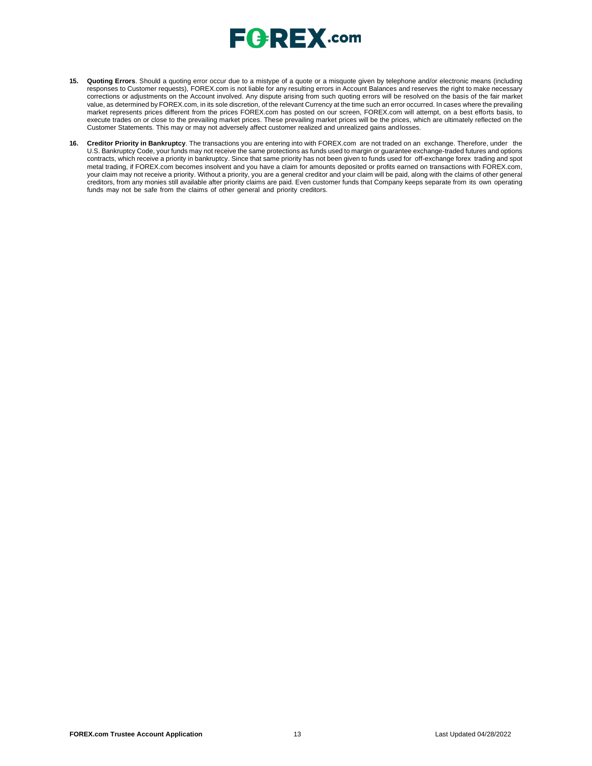15. **Quoting Errors**. Should a quoting error occur due to a mistype of a quote or a misquote given by telephone and/or electronic means (including responses to Customer requests), FOREX.com is not liable for any resulting errors in Account Balances and reserves the right to make necessary corrections or adjustments on the Account involved. Any dispute arising from such quoting errors will be resolved on the basis of the fair market value, as determined by FOREX.com, in its sole discretion, of the relevant Currency at the time such an error occurred. In cases where the prevailing market represents prices different from the prices FOREX.com has posted on our screen, FOREX.com will attempt, on a best efforts basis, to execute trades on or close to the prevailing market prices. These prevailing market prices will be the prices, which are ultimately reflected on the Customer Statements. This may or may not adversely affect customer realized and unrealized gains and losses.

16. **Creditor Priority in Bankruptcy**. The transactions you are entering into with FOREX.com are not traded on an exchange. Therefore, under the U.S. Bankruptcy Code, your funds may not receive the same protections as funds used to margin or guarantee exchange-traded futures and options contracts, which receive a priority in bankruptcy. Since that same priority has not been given to funds used for off-exchange forex trading and spot metal trading, if FOREX.com becomes insolvent and you have a claim for amounts deposited or profits earned on transactions with FOREX.com, your claim may not receive a priority. Without a priority, you are a general creditor and your claim will be paid, along with the claims of other general creditors, from any monies still available after priority claims are paid. Even customer funds that Company keeps separate from its own operating funds may not be safe from the claims of other general and priority creditors.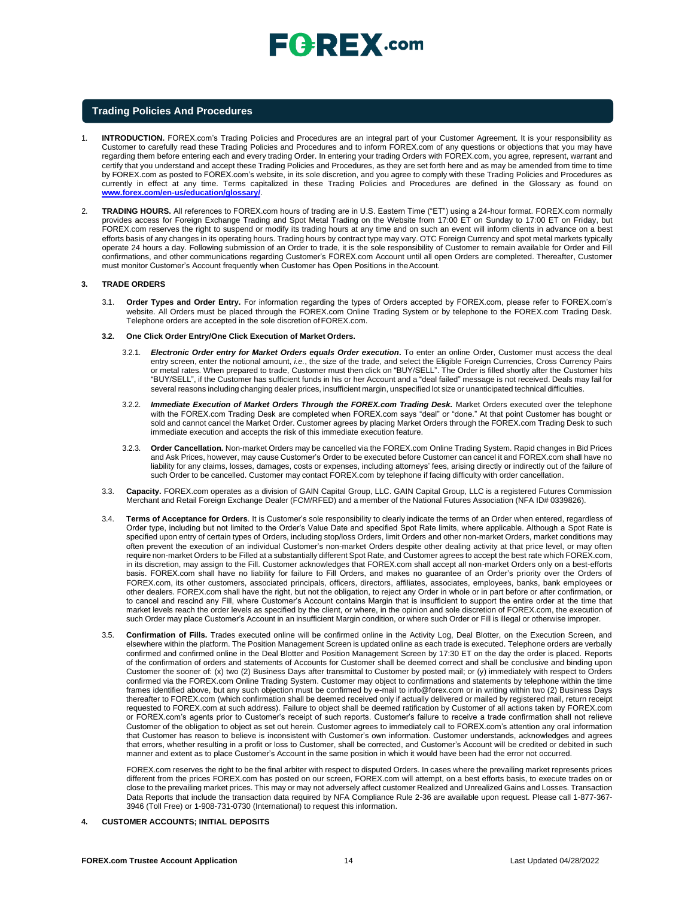## Trading Policies And Procedures

1. **INTRODUCTION.** FOREX.com's Trading Policies and Procedures are an integral part of your Customer Agreement. It is your responsibility as Customer to carefully read these Trading Policies and Procedures and to inform FOREX.com of any questions or objections that you may have regarding them before entering each and every trading Order. In entering your trading Orders with FOREX.com, you agree, represent, warrant and certify that you understand and accept these Trading Policies and Procedures, as they are set forth here and as may be amended from time to time by FOREX.com as posted to FOREX.com's website, in its sole discretion, and you agree to comply with these Trading Policies and Procedures as currently in effect at any time. Terms capitalized in these Trading Policies and Procedures are defined in the Glossary as found on **www.forex.com/en-us/education/glossary/**.

2. **TRADING HOURS.** All references to FOREX.com hours of trading are in U.S. Eastern Time ("ET") using a 24-hour format. FOREX.com normally provides access for Foreign Exchange Trading and Spot Metal Trading on the Website from 17:00 ET on Sunday to 17:00 ET on Friday, but FOREX.com reserves the right to suspend or modify its trading hours at any time and on such an event will inform clients in advance on a best efforts basis of any changes in its operating hours. Trading hours by contract type may vary. OTC Foreign Currency and spot metal markets typically operate 24 hours a day. Following submission of an Order to trade, it is the sole responsibility of Customer to remain available for Order and Fill confirmations, and other communications regarding Customer's FOREX.com Account until all open Orders are completed. Thereafter, Customer must monitor Customer's Account frequently when Customer has Open Positions in the Account.

### 3. TRADE ORDERS

3.1. **Order Types and Order Entry.** For information regarding the types of Orders accepted by FOREX.com, please refer to FOREX.com's website. All Orders must be placed through the FOREX.com Online Trading System or by telephone to the FOREX.com Trading Desk. Telephone orders are accepted in the sole discretion of FOREX.com.

**3.2. One Click Order Entry/One Click Execution of Market Orders.**

3.2.1. ***Electronic Order entry for Market Orders equals Order execution*.** To enter an online Order, Customer must access the deal entry screen, enter the notional amount, *i.e.*, the size of the trade, and select the Eligible Foreign Currencies, Cross Currency Pairs or metal rates. When prepared to trade, Customer must then click on "BUY/SELL". The Order is filled shortly after the Customer hits "BUY/SELL", if the Customer has sufficient funds in his or her Account and a "deal failed" message is not received. Deals may fail for several reasons including changing dealer prices, insufficient margin, unspecified lot size or unanticipated technical difficulties.

3.2.2. ***Immediate Execution of Market Orders Through the FOREX.com Trading Desk.*** Market Orders executed over the telephone with the FOREX.com Trading Desk are completed when FOREX.com says "deal" or "done." At that point Customer has bought or sold and cannot cancel the Market Order. Customer agrees by placing Market Orders through the FOREX.com Trading Desk to such immediate execution and accepts the risk of this immediate execution feature.

3.2.3. **Order Cancellation.** Non-market Orders may be cancelled via the FOREX.com Online Trading System. Rapid changes in Bid Prices and Ask Prices, however, may cause Customer's Order to be executed before Customer can cancel it and FOREX.com shall have no liability for any claims, losses, damages, costs or expenses, including attorneys' fees, arising directly or indirectly out of the failure of such Order to be cancelled. Customer may contact FOREX.com by telephone if facing difficulty with order cancellation.

3.3. **Capacity.** FOREX.com operates as a division of GAIN Capital Group, LLC. GAIN Capital Group, LLC is a registered Futures Commission Merchant and Retail Foreign Exchange Dealer (FCM/RFED) and a member of the National Futures Association (NFA ID# 0339826).

3.4. **Terms of Acceptance for Orders**. It is Customer's sole responsibility to clearly indicate the terms of an Order when entered, regardless of Order type, including but not limited to the Order's Value Date and specified Spot Rate limits, where applicable. Although a Spot Rate is specified upon entry of certain types of Orders, including stop/loss Orders, limit Orders and other non-market Orders, market conditions may often prevent the execution of an individual Customer's non-market Orders despite other dealing activity at that price level, or may often require non-market Orders to be Filled at a substantially different Spot Rate, and Customer agrees to accept the best rate which FOREX.com, in its discretion, may assign to the Fill. Customer acknowledges that FOREX.com shall accept all non-market Orders only on a best-efforts basis. FOREX.com shall have no liability for failure to Fill Orders, and makes no guarantee of an Order's priority over the Orders of FOREX.com, its other customers, associated principals, officers, directors, affiliates, associates, employees, banks, bank employees or other dealers. FOREX.com shall have the right, but not the obligation, to reject any Order in whole or in part before or after confirmation, or to cancel and rescind any Fill, where Customer's Account contains Margin that is insufficient to support the entire order at the time that market levels reach the order levels as specified by the client, or where, in the opinion and sole discretion of FOREX.com, the execution of such Order may place Customer's Account in an insufficient Margin condition, or where such Order or Fill is illegal or otherwise improper.

3.5. **Confirmation of Fills.** Trades executed online will be confirmed online in the Activity Log, Deal Blotter, on the Execution Screen, and elsewhere within the platform. The Position Management Screen is updated online as each trade is executed. Telephone orders are verbally confirmed and confirmed online in the Deal Blotter and Position Management Screen by 17:30 ET on the day the order is placed. Reports of the confirmation of orders and statements of Accounts for Customer shall be deemed correct and shall be conclusive and binding upon Customer the sooner of: (x) two (2) Business Days after transmittal to Customer by posted mail; or (y) immediately with respect to Orders confirmed via the FOREX.com Online Trading System. Customer may object to confirmations and statements by telephone within the time frames identified above, but any such objection must be confirmed by e-mail to info@forex.com or in writing within two (2) Business Days thereafter to FOREX.com (which confirmation shall be deemed received only if actually delivered or mailed by registered mail, return receipt requested to FOREX.com at such address). Failure to object shall be deemed ratification by Customer of all actions taken by FOREX.com or FOREX.com's agents prior to Customer's receipt of such reports. Customer's failure to receive a trade confirmation shall not relieve Customer of the obligation to object as set out herein. Customer agrees to immediately call to FOREX.com's attention any oral information that Customer has reason to believe is inconsistent with Customer's own information. Customer understands, acknowledges and agrees that errors, whether resulting in a profit or loss to Customer, shall be corrected, and Customer's Account will be credited or debited in such manner and extent as to place Customer's Account in the same position in which it would have been had the error not occurred.

FOREX.com reserves the right to be the final arbiter with respect to disputed Orders. In cases where the prevailing market represents prices different from the prices FOREX.com has posted on our screen, FOREX.com will attempt, on a best efforts basis, to execute trades on or close to the prevailing market prices. This may or may not adversely affect customer Realized and Unrealized Gains and Losses. Transaction Data Reports that include the transaction data required by NFA Compliance Rule 2-36 are available upon request. Please call 1-877-367-3946 (Toll Free) or 1-908-731-0730 (International) to request this information.

### 4. CUSTOMER ACCOUNTS; INITIAL DEPOSITS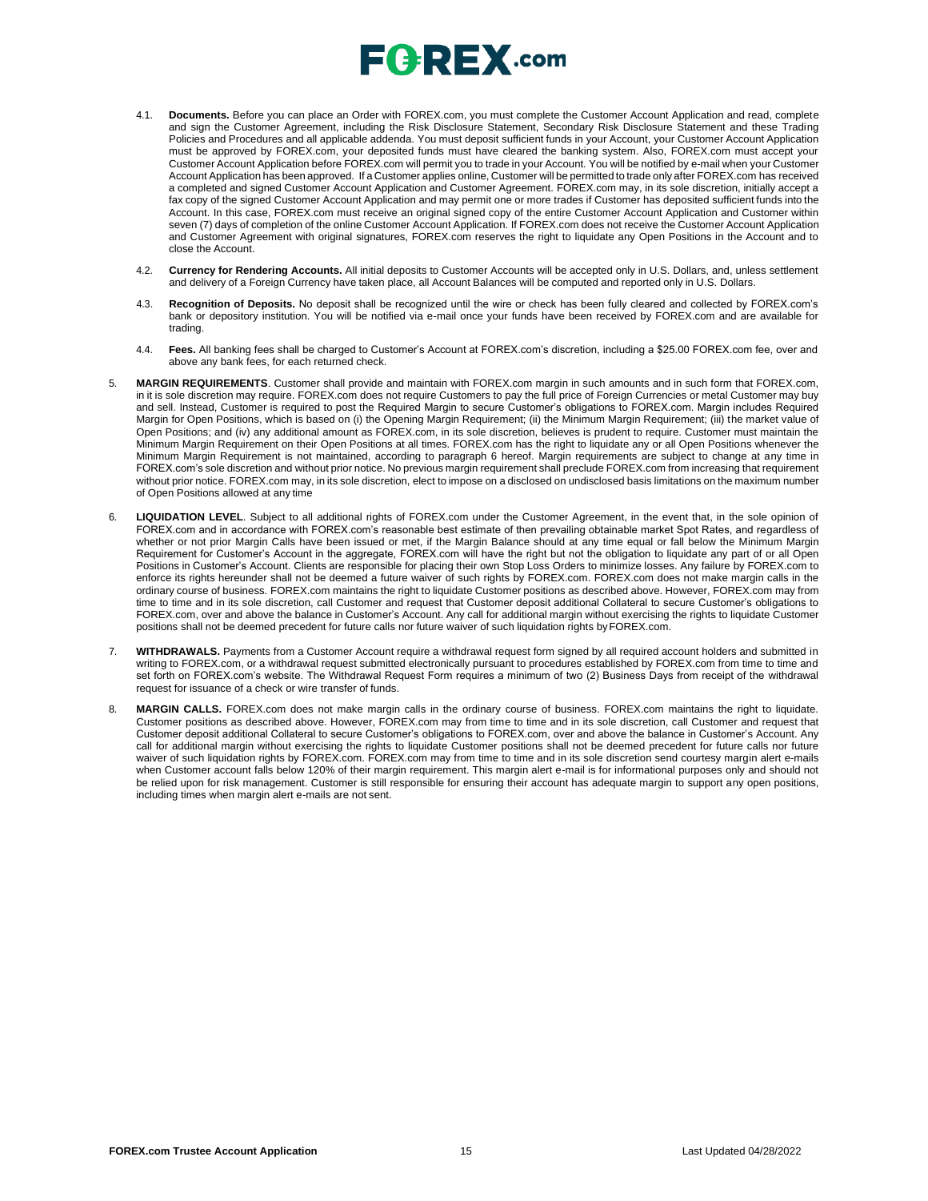4.1. **Documents.** Before you can place an Order with FOREX.com, you must complete the Customer Account Application and read, complete and sign the Customer Agreement, including the Risk Disclosure Statement, Secondary Risk Disclosure Statement and these Trading Policies and Procedures and all applicable addenda. You must deposit sufficient funds in your Account, your Customer Account Application must be approved by FOREX.com, your deposited funds must have cleared the banking system. Also, FOREX.com must accept your Customer Account Application before FOREX.com will permit you to trade in your Account. You will be notified by e-mail when your Customer Account Application has been approved. If a Customer applies online, Customer will be permitted to trade only after FOREX.com has received a completed and signed Customer Account Application and Customer Agreement. FOREX.com may, in its sole discretion, initially accept a fax copy of the signed Customer Account Application and may permit one or more trades if Customer has deposited sufficient funds into the Account. In this case, FOREX.com must receive an original signed copy of the entire Customer Account Application and Customer within seven (7) days of completion of the online Customer Account Application. If FOREX.com does not receive the Customer Account Application and Customer Agreement with original signatures, FOREX.com reserves the right to liquidate any Open Positions in the Account and to close the Account.

4.2. **Currency for Rendering Accounts.** All initial deposits to Customer Accounts will be accepted only in U.S. Dollars, and, unless settlement and delivery of a Foreign Currency have taken place, all Account Balances will be computed and reported only in U.S. Dollars.

4.3. **Recognition of Deposits.** No deposit shall be recognized until the wire or check has been fully cleared and collected by FOREX.com's bank or depository institution. You will be notified via e-mail once your funds have been received by FOREX.com and are available for trading.

4.4. **Fees.** All banking fees shall be charged to Customer's Account at FOREX.com's discretion, including a $25.00 FOREX.com fee, over and above any bank fees, for each returned check.

5. **MARGIN REQUIREMENTS**. Customer shall provide and maintain with FOREX.com margin in such amounts and in such form that FOREX.com, in it is sole discretion may require. FOREX.com does not require Customers to pay the full price of Foreign Currencies or metal Customer may buy and sell. Instead, Customer is required to post the Required Margin to secure Customer's obligations to FOREX.com. Margin includes Required Margin for Open Positions, which is based on (i) the Opening Margin Requirement; (ii) the Minimum Margin Requirement; (iii) the market value of Open Positions; and (iv) any additional amount as FOREX.com, in its sole discretion, believes is prudent to require. Customer must maintain the Minimum Margin Requirement on their Open Positions at all times. FOREX.com has the right to liquidate any or all Open Positions whenever the Minimum Margin Requirement is not maintained, according to paragraph 6 hereof. Margin requirements are subject to change at any time in FOREX.com's sole discretion and without prior notice. No previous margin requirement shall preclude FOREX.com from increasing that requirement without prior notice. FOREX.com may, in its sole discretion, elect to impose on a disclosed on undisclosed basis limitations on the maximum number of Open Positions allowed at any time

6. **LIQUIDATION LEVEL**. Subject to all additional rights of FOREX.com under the Customer Agreement, in the event that, in the sole opinion of FOREX.com and in accordance with FOREX.com's reasonable best estimate of then prevailing obtainable market Spot Rates, and regardless of whether or not prior Margin Calls have been issued or met, if the Margin Balance should at any time equal or fall below the Minimum Margin Requirement for Customer's Account in the aggregate, FOREX.com will have the right but not the obligation to liquidate any part of or all Open Positions in Customer's Account. Clients are responsible for placing their own Stop Loss Orders to minimize losses. Any failure by FOREX.com to enforce its rights hereunder shall not be deemed a future waiver of such rights by FOREX.com. FOREX.com does not make margin calls in the ordinary course of business. FOREX.com maintains the right to liquidate Customer positions as described above. However, FOREX.com may from time to time and in its sole discretion, call Customer and request that Customer deposit additional Collateral to secure Customer's obligations to FOREX.com, over and above the balance in Customer's Account. Any call for additional margin without exercising the rights to liquidate Customer positions shall not be deemed precedent for future calls nor future waiver of such liquidation rights by FOREX.com.

7. **WITHDRAWALS.** Payments from a Customer Account require a withdrawal request form signed by all required account holders and submitted in writing to FOREX.com, or a withdrawal request submitted electronically pursuant to procedures established by FOREX.com from time to time and set forth on FOREX.com's website. The Withdrawal Request Form requires a minimum of two (2) Business Days from receipt of the withdrawal request for issuance of a check or wire transfer of funds.

8. **MARGIN CALLS.** FOREX.com does not make margin calls in the ordinary course of business. FOREX.com maintains the right to liquidate. Customer positions as described above. However, FOREX.com may from time to time and in its sole discretion, call Customer and request that Customer deposit additional Collateral to secure Customer's obligations to FOREX.com, over and above the balance in Customer's Account. Any call for additional margin without exercising the rights to liquidate Customer positions shall not be deemed precedent for future calls nor future waiver of such liquidation rights by FOREX.com. FOREX.com may from time to time and in its sole discretion send courtesy margin alert e-mails when Customer account falls below 120% of their margin requirement. This margin alert e-mail is for informational purposes only and should not be relied upon for risk management. Customer is still responsible for ensuring their account has adequate margin to support any open positions, including times when margin alert e-mails are not sent.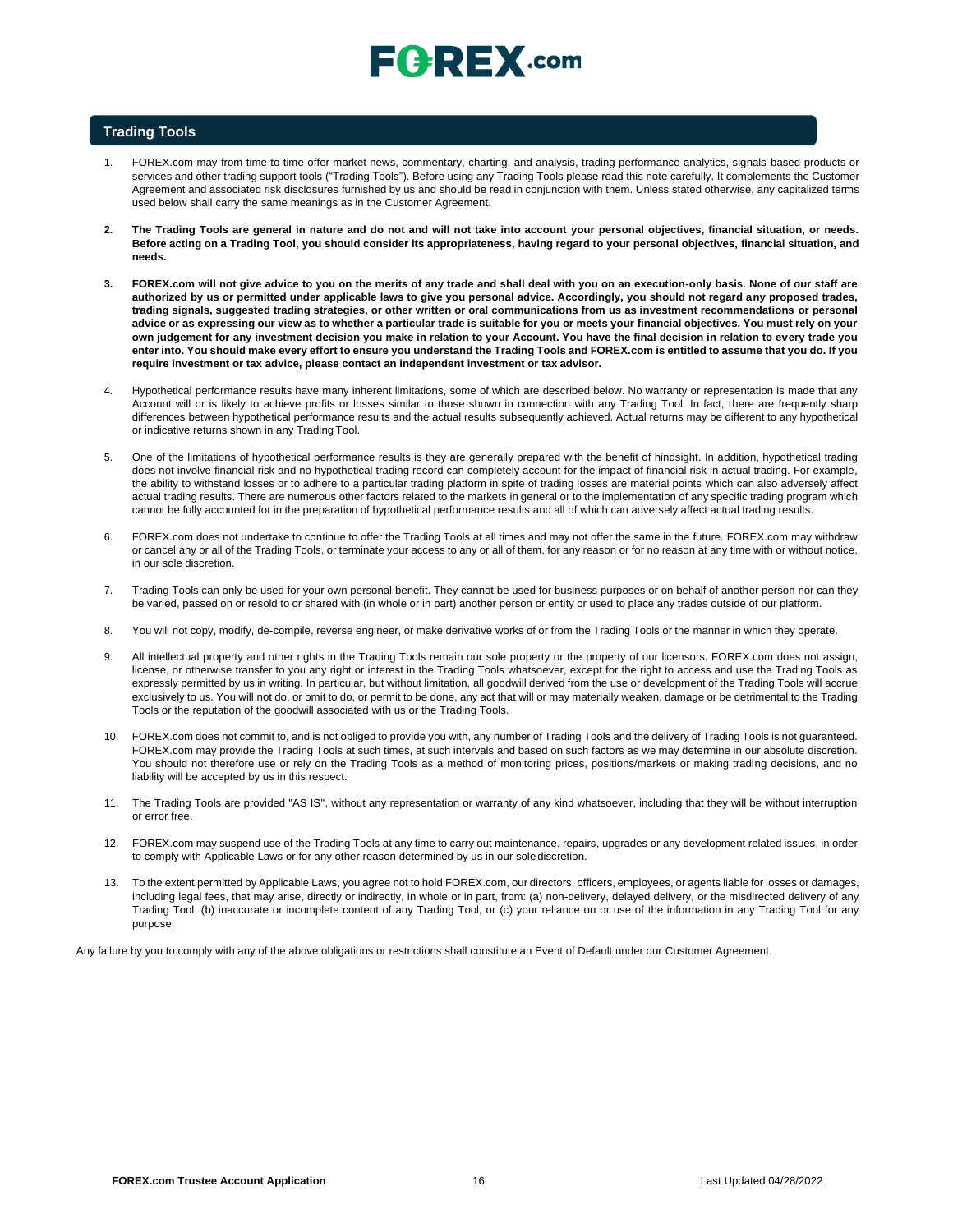## Trading Tools

1. FOREX.com may from time to time offer market news, commentary, charting, and analysis, trading performance analytics, signals-based products or services and other trading support tools ("Trading Tools"). Before using any Trading Tools please read this note carefully. It complements the Customer Agreement and associated risk disclosures furnished by us and should be read in conjunction with them. Unless stated otherwise, any capitalized terms used below shall carry the same meanings as in the Customer Agreement.

2. **The Trading Tools are general in nature and do not and will not take into account your personal objectives, financial situation, or needs. Before acting on a Trading Tool, you should consider its appropriateness, having regard to your personal objectives, financial situation, and needs.**

3. **FOREX.com will not give advice to you on the merits of any trade and shall deal with you on an execution-only basis. None of our staff are authorized by us or permitted under applicable laws to give you personal advice. Accordingly, you should not regard any proposed trades, trading signals, suggested trading strategies, or other written or oral communications from us as investment recommendations or personal advice or as expressing our view as to whether a particular trade is suitable for you or meets your financial objectives. You must rely on your own judgement for any investment decision you make in relation to your Account. You have the final decision in relation to every trade you enter into. You should make every effort to ensure you understand the Trading Tools and FOREX.com is entitled to assume that you do. If you require investment or tax advice, please contact an independent investment or tax advisor.**

4. Hypothetical performance results have many inherent limitations, some of which are described below. No warranty or representation is made that any Account will or is likely to achieve profits or losses similar to those shown in connection with any Trading Tool. In fact, there are frequently sharp differences between hypothetical performance results and the actual results subsequently achieved. Actual returns may be different to any hypothetical or indicative returns shown in any Trading Tool.

5. One of the limitations of hypothetical performance results is they are generally prepared with the benefit of hindsight. In addition, hypothetical trading does not involve financial risk and no hypothetical trading record can completely account for the impact of financial risk in actual trading. For example, the ability to withstand losses or to adhere to a particular trading platform in spite of trading losses are material points which can also adversely affect actual trading results. There are numerous other factors related to the markets in general or to the implementation of any specific trading program which cannot be fully accounted for in the preparation of hypothetical performance results and all of which can adversely affect actual trading results.

6. FOREX.com does not undertake to continue to offer the Trading Tools at all times and may not offer the same in the future. FOREX.com may withdraw or cancel any or all of the Trading Tools, or terminate your access to any or all of them, for any reason or for no reason at any time with or without notice, in our sole discretion.

7. Trading Tools can only be used for your own personal benefit. They cannot be used for business purposes or on behalf of another person nor can they be varied, passed on or resold to or shared with (in whole or in part) another person or entity or used to place any trades outside of our platform.

8. You will not copy, modify, de-compile, reverse engineer, or make derivative works of or from the Trading Tools or the manner in which they operate.

9. All intellectual property and other rights in the Trading Tools remain our sole property or the property of our licensors. FOREX.com does not assign, license, or otherwise transfer to you any right or interest in the Trading Tools whatsoever, except for the right to access and use the Trading Tools as expressly permitted by us in writing. In particular, but without limitation, all goodwill derived from the use or development of the Trading Tools will accrue exclusively to us. You will not do, or omit to do, or permit to be done, any act that will or may materially weaken, damage or be detrimental to the Trading Tools or the reputation of the goodwill associated with us or the Trading Tools.

10. FOREX.com does not commit to, and is not obliged to provide you with, any number of Trading Tools and the delivery of Trading Tools is not guaranteed. FOREX.com may provide the Trading Tools at such times, at such intervals and based on such factors as we may determine in our absolute discretion. You should not therefore use or rely on the Trading Tools as a method of monitoring prices, positions/markets or making trading decisions, and no liability will be accepted by us in this respect.

11. The Trading Tools are provided "AS IS", without any representation or warranty of any kind whatsoever, including that they will be without interruption or error free.

12. FOREX.com may suspend use of the Trading Tools at any time to carry out maintenance, repairs, upgrades or any development related issues, in order to comply with Applicable Laws or for any other reason determined by us in our sole discretion.

13. To the extent permitted by Applicable Laws, you agree not to hold FOREX.com, our directors, officers, employees, or agents liable for losses or damages, including legal fees, that may arise, directly or indirectly, in whole or in part, from: (a) non-delivery, delayed delivery, or the misdirected delivery of any Trading Tool, (b) inaccurate or incomplete content of any Trading Tool, or (c) your reliance on or use of the information in any Trading Tool for any purpose.

Any failure by you to comply with any of the above obligations or restrictions shall constitute an Event of Default under our Customer Agreement.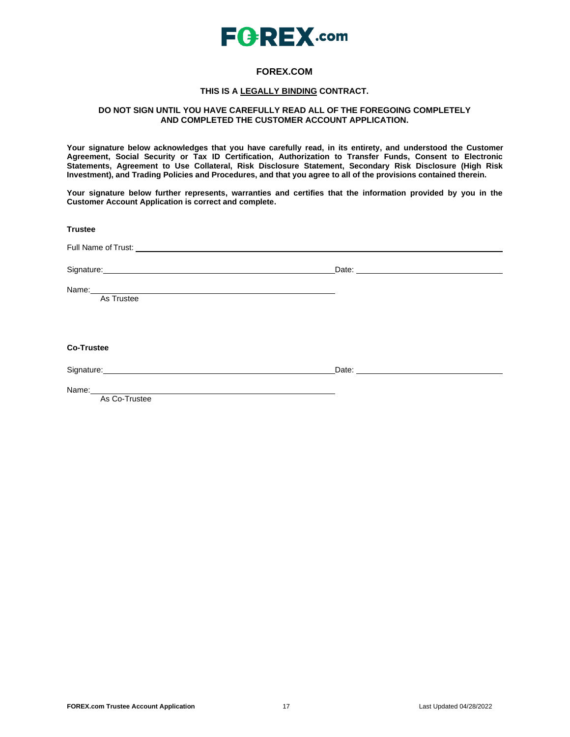# FOREX.COM

**THIS IS A LEGALLY BINDING CONTRACT.**

**DO NOT SIGN UNTIL YOU HAVE CAREFULLY READ ALL OF THE FOREGOING COMPLETELY AND COMPLETED THE CUSTOMER ACCOUNT APPLICATION.**

**Your signature below acknowledges that you have carefully read, in its entirety, and understood the Customer Agreement, Social Security or Tax ID Certification, Authorization to Transfer Funds, Consent to Electronic Statements, Agreement to Use Collateral, Risk Disclosure Statement, Secondary Risk Disclosure (High Risk Investment), and Trading Policies and Procedures, and that you agree to all of the provisions contained therein.**

**Your signature below further represents, warranties and certifies that the information provided by you in the Customer Account Application is correct and complete.**

**Trustee**

Full Name of Trust: ______________________________________________

Signature: ______________________________ Date: ______________________

Name: ______________________________
As Trustee

**Co-Trustee**

Signature: ______________________________ Date: ______________________

Name: ______________________________
As Co-Trustee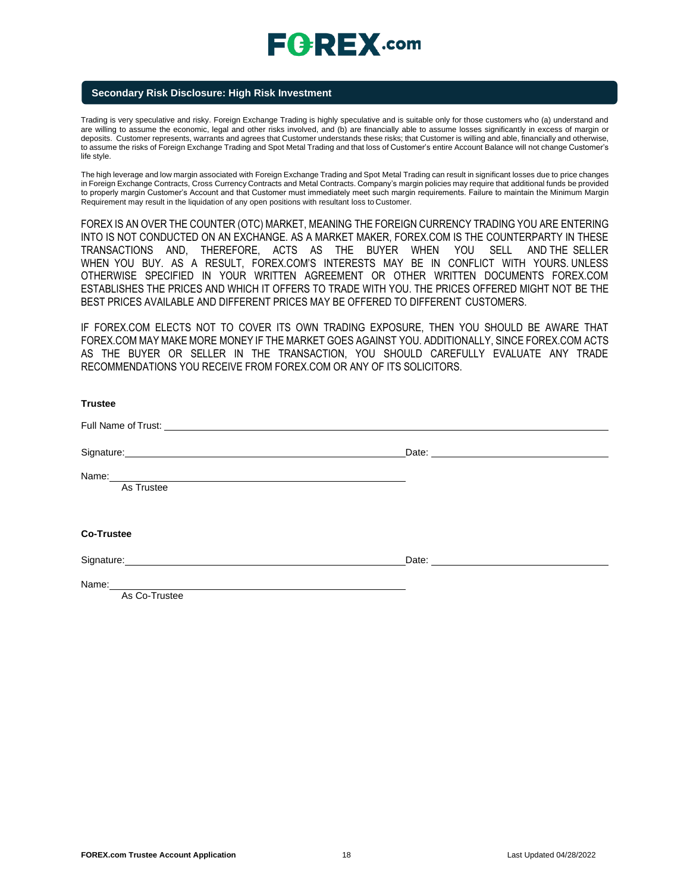## Secondary Risk Disclosure: High Risk Investment

Trading is very speculative and risky. Foreign Exchange Trading is highly speculative and is suitable only for those customers who (a) understand and are willing to assume the economic, legal and other risks involved, and (b) are financially able to assume losses significantly in excess of margin or deposits. Customer represents, warrants and agrees that Customer understands these risks; that Customer is willing and able, financially and otherwise, to assume the risks of Foreign Exchange Trading and Spot Metal Trading and that loss of Customer's entire Account Balance will not change Customer's life style.

The high leverage and low margin associated with Foreign Exchange Trading and Spot Metal Trading can result in significant losses due to price changes in Foreign Exchange Contracts, Cross Currency Contracts and Metal Contracts. Company's margin policies may require that additional funds be provided to properly margin Customer's Account and that Customer must immediately meet such margin requirements. Failure to maintain the Minimum Margin Requirement may result in the liquidation of any open positions with resultant loss to Customer.

FOREX IS AN OVER THE COUNTER (OTC) MARKET, MEANING THE FOREIGN CURRENCY TRADING YOU ARE ENTERING INTO IS NOT CONDUCTED ON AN EXCHANGE. AS A MARKET MAKER, FOREX.COM IS THE COUNTERPARTY IN THESE TRANSACTIONS AND, THEREFORE, ACTS AS THE BUYER WHEN YOU SELL AND THE SELLER WHEN YOU BUY. AS A RESULT, FOREX.COM'S INTERESTS MAY BE IN CONFLICT WITH YOURS. UNLESS OTHERWISE SPECIFIED IN YOUR WRITTEN AGREEMENT OR OTHER WRITTEN DOCUMENTS FOREX.COM ESTABLISHES THE PRICES AND WHICH IT OFFERS TO TRADE WITH YOU. THE PRICES OFFERED MIGHT NOT BE THE BEST PRICES AVAILABLE AND DIFFERENT PRICES MAY BE OFFERED TO DIFFERENT CUSTOMERS.

IF FOREX.COM ELECTS NOT TO COVER ITS OWN TRADING EXPOSURE, THEN YOU SHOULD BE AWARE THAT FOREX.COM MAY MAKE MORE MONEY IF THE MARKET GOES AGAINST YOU. ADDITIONALLY, SINCE FOREX.COM ACTS AS THE BUYER OR SELLER IN THE TRANSACTION, YOU SHOULD CAREFULLY EVALUATE ANY TRADE RECOMMENDATIONS YOU RECEIVE FROM FOREX.COM OR ANY OF ITS SOLICITORS.

**Trustee**

Full Name of Trust: ______________________________________________

Signature: ______________________________ Date: ____________________

Name: ______________________________
As Trustee

**Co-Trustee**

Signature: ______________________________ Date: ____________________

Name: ______________________________
As Co-Trustee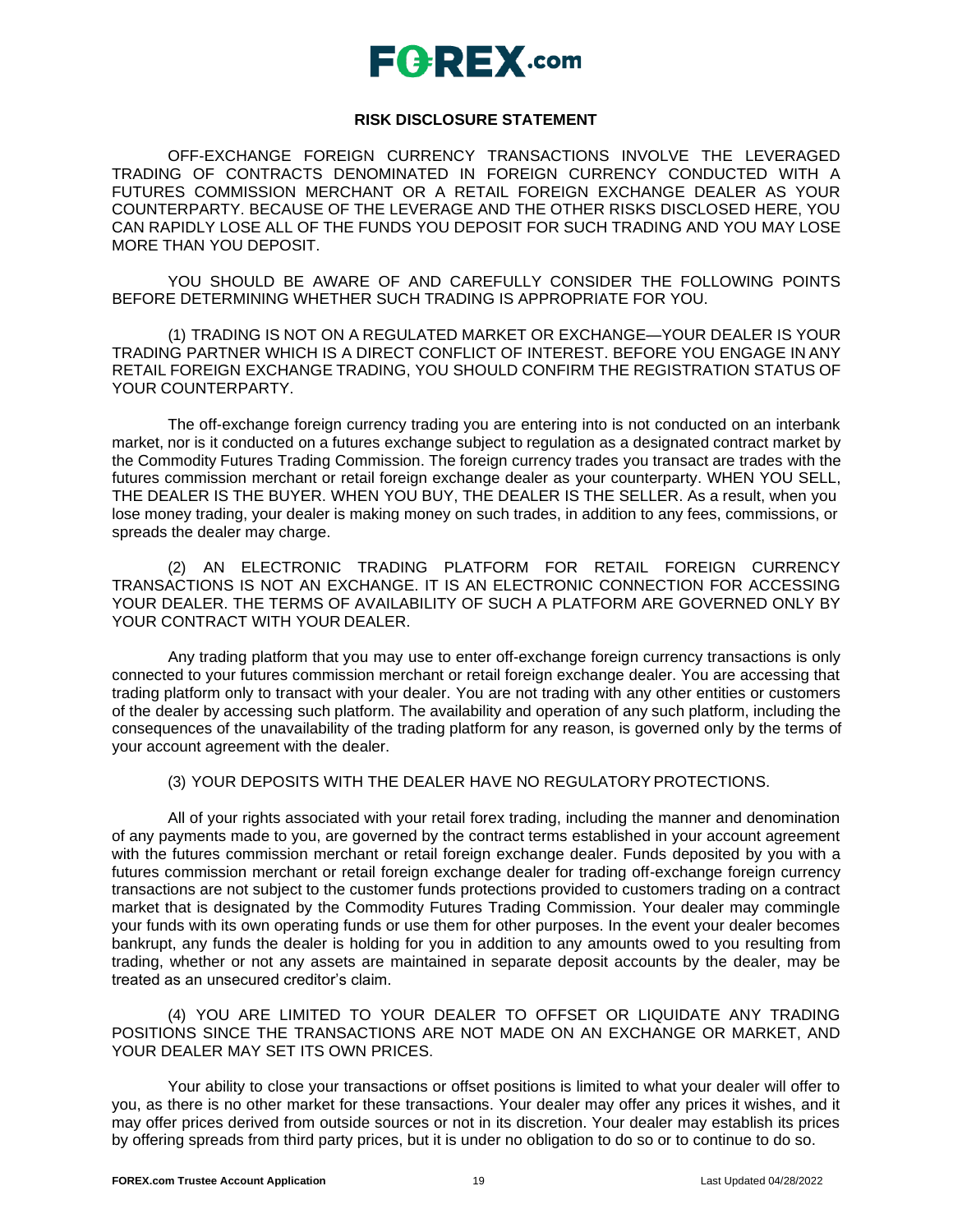## RISK DISCLOSURE STATEMENT

OFF-EXCHANGE FOREIGN CURRENCY TRANSACTIONS INVOLVE THE LEVERAGED TRADING OF CONTRACTS DENOMINATED IN FOREIGN CURRENCY CONDUCTED WITH A FUTURES COMMISSION MERCHANT OR A RETAIL FOREIGN EXCHANGE DEALER AS YOUR COUNTERPARTY. BECAUSE OF THE LEVERAGE AND THE OTHER RISKS DISCLOSED HERE, YOU CAN RAPIDLY LOSE ALL OF THE FUNDS YOU DEPOSIT FOR SUCH TRADING AND YOU MAY LOSE MORE THAN YOU DEPOSIT.

YOU SHOULD BE AWARE OF AND CAREFULLY CONSIDER THE FOLLOWING POINTS BEFORE DETERMINING WHETHER SUCH TRADING IS APPROPRIATE FOR YOU.

(1) TRADING IS NOT ON A REGULATED MARKET OR EXCHANGE—YOUR DEALER IS YOUR TRADING PARTNER WHICH IS A DIRECT CONFLICT OF INTEREST. BEFORE YOU ENGAGE IN ANY RETAIL FOREIGN EXCHANGE TRADING, YOU SHOULD CONFIRM THE REGISTRATION STATUS OF YOUR COUNTERPARTY.

The off-exchange foreign currency trading you are entering into is not conducted on an interbank market, nor is it conducted on a futures exchange subject to regulation as a designated contract market by the Commodity Futures Trading Commission. The foreign currency trades you transact are trades with the futures commission merchant or retail foreign exchange dealer as your counterparty. WHEN YOU SELL, THE DEALER IS THE BUYER. WHEN YOU BUY, THE DEALER IS THE SELLER. As a result, when you lose money trading, your dealer is making money on such trades, in addition to any fees, commissions, or spreads the dealer may charge.

(2) AN ELECTRONIC TRADING PLATFORM FOR RETAIL FOREIGN CURRENCY TRANSACTIONS IS NOT AN EXCHANGE. IT IS AN ELECTRONIC CONNECTION FOR ACCESSING YOUR DEALER. THE TERMS OF AVAILABILITY OF SUCH A PLATFORM ARE GOVERNED ONLY BY YOUR CONTRACT WITH YOUR DEALER.

Any trading platform that you may use to enter off-exchange foreign currency transactions is only connected to your futures commission merchant or retail foreign exchange dealer. You are accessing that trading platform only to transact with your dealer. You are not trading with any other entities or customers of the dealer by accessing such platform. The availability and operation of any such platform, including the consequences of the unavailability of the trading platform for any reason, is governed only by the terms of your account agreement with the dealer.

(3) YOUR DEPOSITS WITH THE DEALER HAVE NO REGULATORY PROTECTIONS.

All of your rights associated with your retail forex trading, including the manner and denomination of any payments made to you, are governed by the contract terms established in your account agreement with the futures commission merchant or retail foreign exchange dealer. Funds deposited by you with a futures commission merchant or retail foreign exchange dealer for trading off-exchange foreign currency transactions are not subject to the customer funds protections provided to customers trading on a contract market that is designated by the Commodity Futures Trading Commission. Your dealer may commingle your funds with its own operating funds or use them for other purposes. In the event your dealer becomes bankrupt, any funds the dealer is holding for you in addition to any amounts owed to you resulting from trading, whether or not any assets are maintained in separate deposit accounts by the dealer, may be treated as an unsecured creditor's claim.

(4) YOU ARE LIMITED TO YOUR DEALER TO OFFSET OR LIQUIDATE ANY TRADING POSITIONS SINCE THE TRANSACTIONS ARE NOT MADE ON AN EXCHANGE OR MARKET, AND YOUR DEALER MAY SET ITS OWN PRICES.

Your ability to close your transactions or offset positions is limited to what your dealer will offer to you, as there is no other market for these transactions. Your dealer may offer any prices it wishes, and it may offer prices derived from outside sources or not in its discretion. Your dealer may establish its prices by offering spreads from third party prices, but it is under no obligation to do so or to continue to do so.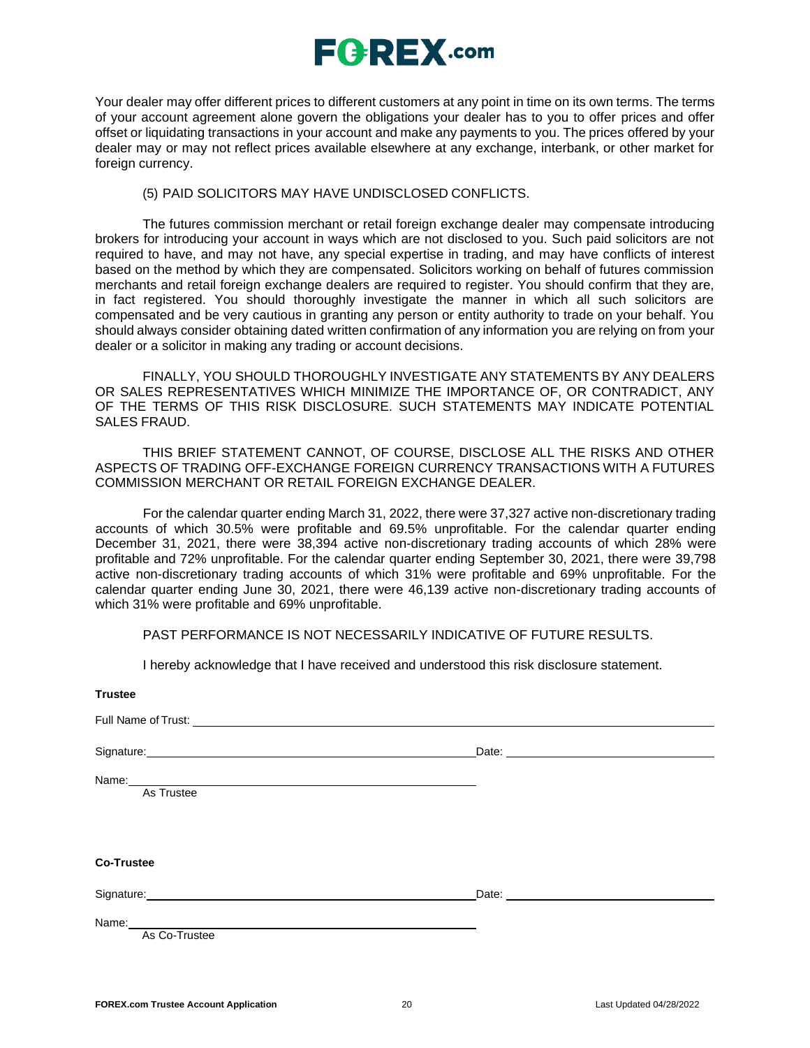Your dealer may offer different prices to different customers at any point in time on its own terms. The terms of your account agreement alone govern the obligations your dealer has to you to offer prices and offer offset or liquidating transactions in your account and make any payments to you. The prices offered by your dealer may or may not reflect prices available elsewhere at any exchange, interbank, or other market for foreign currency.

(5) PAID SOLICITORS MAY HAVE UNDISCLOSED CONFLICTS.

The futures commission merchant or retail foreign exchange dealer may compensate introducing brokers for introducing your account in ways which are not disclosed to you. Such paid solicitors are not required to have, and may not have, any special expertise in trading, and may have conflicts of interest based on the method by which they are compensated. Solicitors working on behalf of futures commission merchants and retail foreign exchange dealers are required to register. You should confirm that they are, in fact registered. You should thoroughly investigate the manner in which all such solicitors are compensated and be very cautious in granting any person or entity authority to trade on your behalf. You should always consider obtaining dated written confirmation of any information you are relying on from your dealer or a solicitor in making any trading or account decisions.

FINALLY, YOU SHOULD THOROUGHLY INVESTIGATE ANY STATEMENTS BY ANY DEALERS OR SALES REPRESENTATIVES WHICH MINIMIZE THE IMPORTANCE OF, OR CONTRADICT, ANY OF THE TERMS OF THIS RISK DISCLOSURE. SUCH STATEMENTS MAY INDICATE POTENTIAL SALES FRAUD.

THIS BRIEF STATEMENT CANNOT, OF COURSE, DISCLOSE ALL THE RISKS AND OTHER ASPECTS OF TRADING OFF-EXCHANGE FOREIGN CURRENCY TRANSACTIONS WITH A FUTURES COMMISSION MERCHANT OR RETAIL FOREIGN EXCHANGE DEALER.

For the calendar quarter ending March 31, 2022, there were 37,327 active non-discretionary trading accounts of which 30.5% were profitable and 69.5% unprofitable. For the calendar quarter ending December 31, 2021, there were 38,394 active non-discretionary trading accounts of which 28% were profitable and 72% unprofitable. For the calendar quarter ending September 30, 2021, there were 39,798 active non-discretionary trading accounts of which 31% were profitable and 69% unprofitable. For the calendar quarter ending June 30, 2021, there were 46,139 active non-discretionary trading accounts of which 31% were profitable and 69% unprofitable.

PAST PERFORMANCE IS NOT NECESSARILY INDICATIVE OF FUTURE RESULTS.

I hereby acknowledge that I have received and understood this risk disclosure statement.

**Trustee**

Full Name of Trust: ______________________________

Signature: ______________________________ Date: ______________________________

Name: ______________________________
As Trustee

**Co-Trustee**

Signature: ______________________________ Date: ______________________________

Name: ______________________________
As Co-Trustee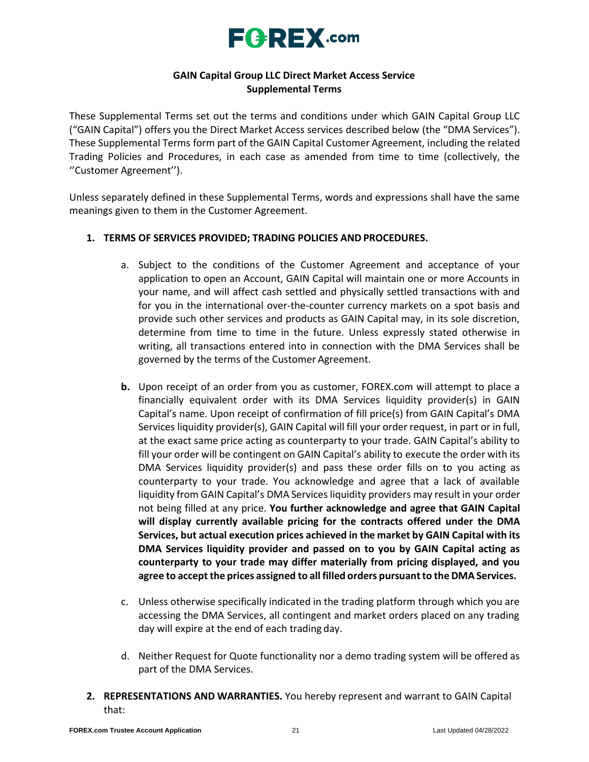## GAIN Capital Group LLC Direct Market Access Service Supplemental Terms

These Supplemental Terms set out the terms and conditions under which GAIN Capital Group LLC ("GAIN Capital") offers you the Direct Market Access services described below (the "DMA Services"). These Supplemental Terms form part of the GAIN Capital Customer Agreement, including the related Trading Policies and Procedures, in each case as amended from time to time (collectively, the ''Customer Agreement'').

Unless separately defined in these Supplemental Terms, words and expressions shall have the same meanings given to them in the Customer Agreement.

1. **TERMS OF SERVICES PROVIDED; TRADING POLICIES AND PROCEDURES.**

    a. Subject to the conditions of the Customer Agreement and acceptance of your application to open an Account, GAIN Capital will maintain one or more Accounts in your name, and will affect cash settled and physically settled transactions with and for you in the international over-the-counter currency markets on a spot basis and provide such other services and products as GAIN Capital may, in its sole discretion, determine from time to time in the future. Unless expressly stated otherwise in writing, all transactions entered into in connection with the DMA Services shall be governed by the terms of the Customer Agreement.

    **b.** Upon receipt of an order from you as customer, FOREX.com will attempt to place a financially equivalent order with its DMA Services liquidity provider(s) in GAIN Capital's name. Upon receipt of confirmation of fill price(s) from GAIN Capital's DMA Services liquidity provider(s), GAIN Capital will fill your order request, in part or in full, at the exact same price acting as counterparty to your trade. GAIN Capital's ability to fill your order will be contingent on GAIN Capital's ability to execute the order with its DMA Services liquidity provider(s) and pass these order fills on to you acting as counterparty to your trade. You acknowledge and agree that a lack of available liquidity from GAIN Capital's DMA Services liquidity providers may result in your order not being filled at any price. **You further acknowledge and agree that GAIN Capital will display currently available pricing for the contracts offered under the DMA Services, but actual execution prices achieved in the market by GAIN Capital with its DMA Services liquidity provider and passed on to you by GAIN Capital acting as counterparty to your trade may differ materially from pricing displayed, and you agree to accept the prices assigned to all filled orders pursuant to the DMA Services.**

    c. Unless otherwise specifically indicated in the trading platform through which you are accessing the DMA Services, all contingent and market orders placed on any trading day will expire at the end of each trading day.

    d. Neither Request for Quote functionality nor a demo trading system will be offered as part of the DMA Services.

2. **REPRESENTATIONS AND WARRANTIES.** You hereby represent and warrant to GAIN Capital that: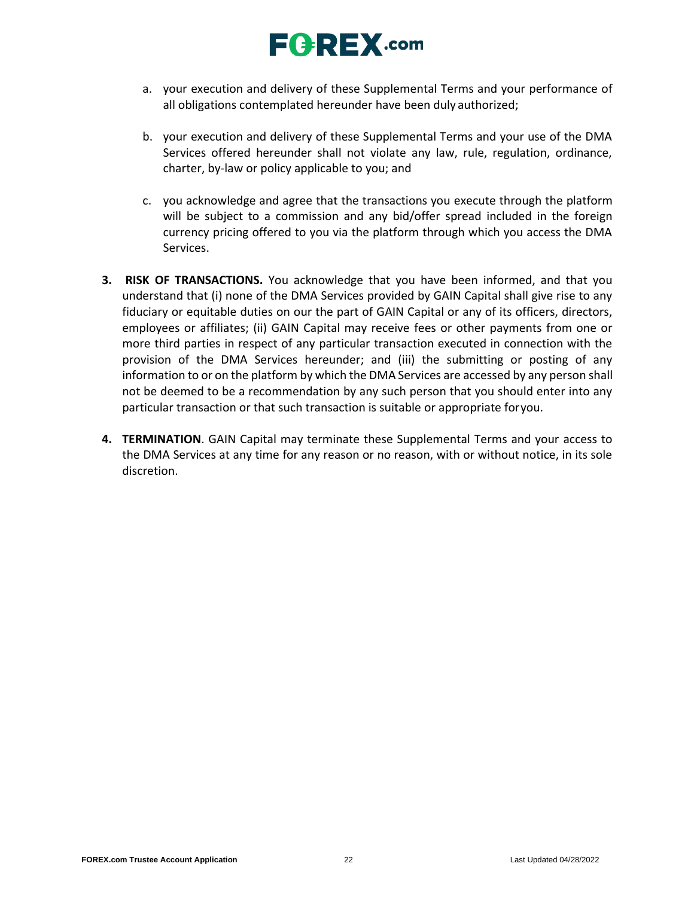a. your execution and delivery of these Supplemental Terms and your performance of all obligations contemplated hereunder have been duly authorized;

b. your execution and delivery of these Supplemental Terms and your use of the DMA Services offered hereunder shall not violate any law, rule, regulation, ordinance, charter, by-law or policy applicable to you; and

c. you acknowledge and agree that the transactions you execute through the platform will be subject to a commission and any bid/offer spread included in the foreign currency pricing offered to you via the platform through which you access the DMA Services.

3. **RISK OF TRANSACTIONS.** You acknowledge that you have been informed, and that you understand that (i) none of the DMA Services provided by GAIN Capital shall give rise to any fiduciary or equitable duties on our the part of GAIN Capital or any of its officers, directors, employees or affiliates; (ii) GAIN Capital may receive fees or other payments from one or more third parties in respect of any particular transaction executed in connection with the provision of the DMA Services hereunder; and (iii) the submitting or posting of any information to or on the platform by which the DMA Services are accessed by any person shall not be deemed to be a recommendation by any such person that you should enter into any particular transaction or that such transaction is suitable or appropriate foryou.

4. **TERMINATION**. GAIN Capital may terminate these Supplemental Terms and your access to the DMA Services at any time for any reason or no reason, with or without notice, in its sole discretion.